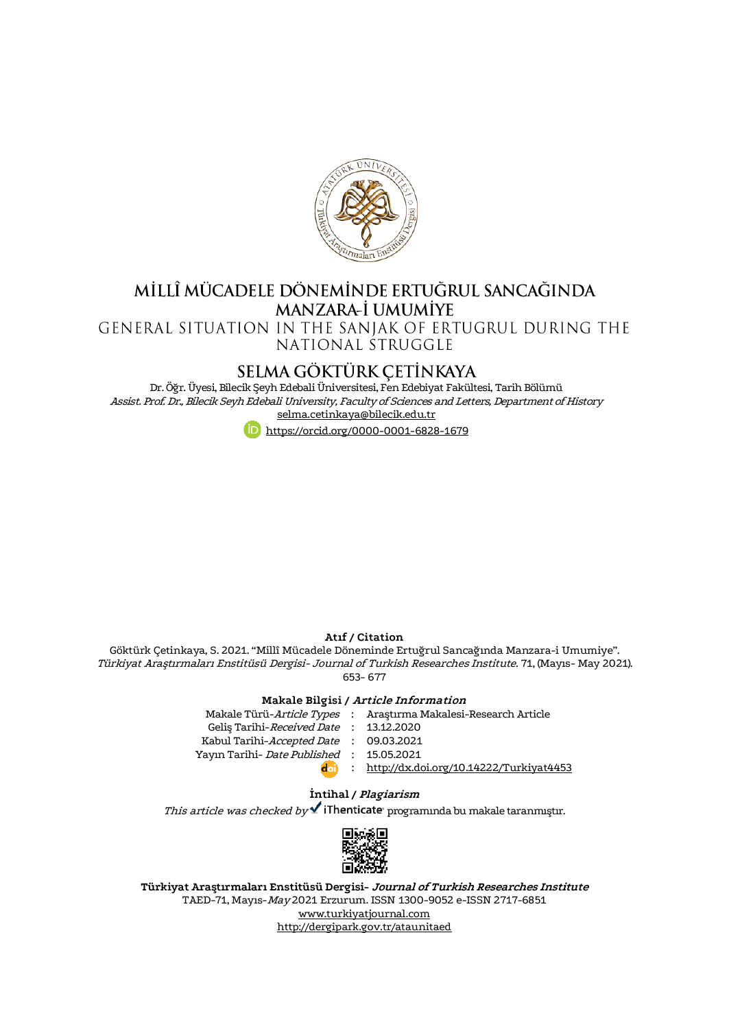# MİLLÎ MÜCADELE DÖNEMİNDE ERTUĞRUL SANCAĞINDA MANZARA-İ UMUMİYE

## GENERAL SITUATION IN THE SANJAK OF ERTUGRUL DURING THE NATIONAL STRUGGLE

### SELMA GÖKTÜRK ÇETİNKAYA

Dr. Öğr. Üyesi, Bilecik Şeyh Edebali Üniversitesi, Fen Edebiyat Fakültesi, Tarih Bölümü

*Assist. Prof. Dr., Bilecik Seyh Edebali University, Faculty of Sciences and Letters, Department of History*

selma.cetinkaya@bilecik.edu.tr

https://orcid.org/0000-0001-6828-1679

**Atıf / Citation**

Göktürk Çetinkaya, S. 2021. "Millî Mücadele Döneminde Ertuğrul Sancağında Manzara-i Umumiye". *Türkiyat Araştırmaları Enstitüsü Dergisi- Journal of Turkish Researches Institute.* 71, (Mayıs- May 2021). 653- 677

**Makale Bilgisi / *Article Information***

| | | |
|---|---|---|
| Makale Türü-*Article Types* | : | Araştırma Makalesi-Research Article |
| Geliş Tarihi-*Received Date* | : | 13.12.2020 |
| Kabul Tarihi-*Accepted Date* | : | 09.03.2021 |
| Yayın Tarihi- *Date Published* | : | 15.05.2021 |
| doi | : | http://dx.doi.org/10.14222/Turkiyat4453 |

**İntihal / *Plagiarism***

*This article was checked by* iThenticate programında bu makale taranmıştır.

**Türkiyat Araştırmaları Enstitüsü Dergisi- *Journal of Turkish Researches Institute***

TAED-71, Mayıs-*May* 2021 Erzurum. ISSN 1300-9052 e-ISSN 2717-6851

www.turkiyatjournal.com

http://dergipark.gov.tr/ataunitaed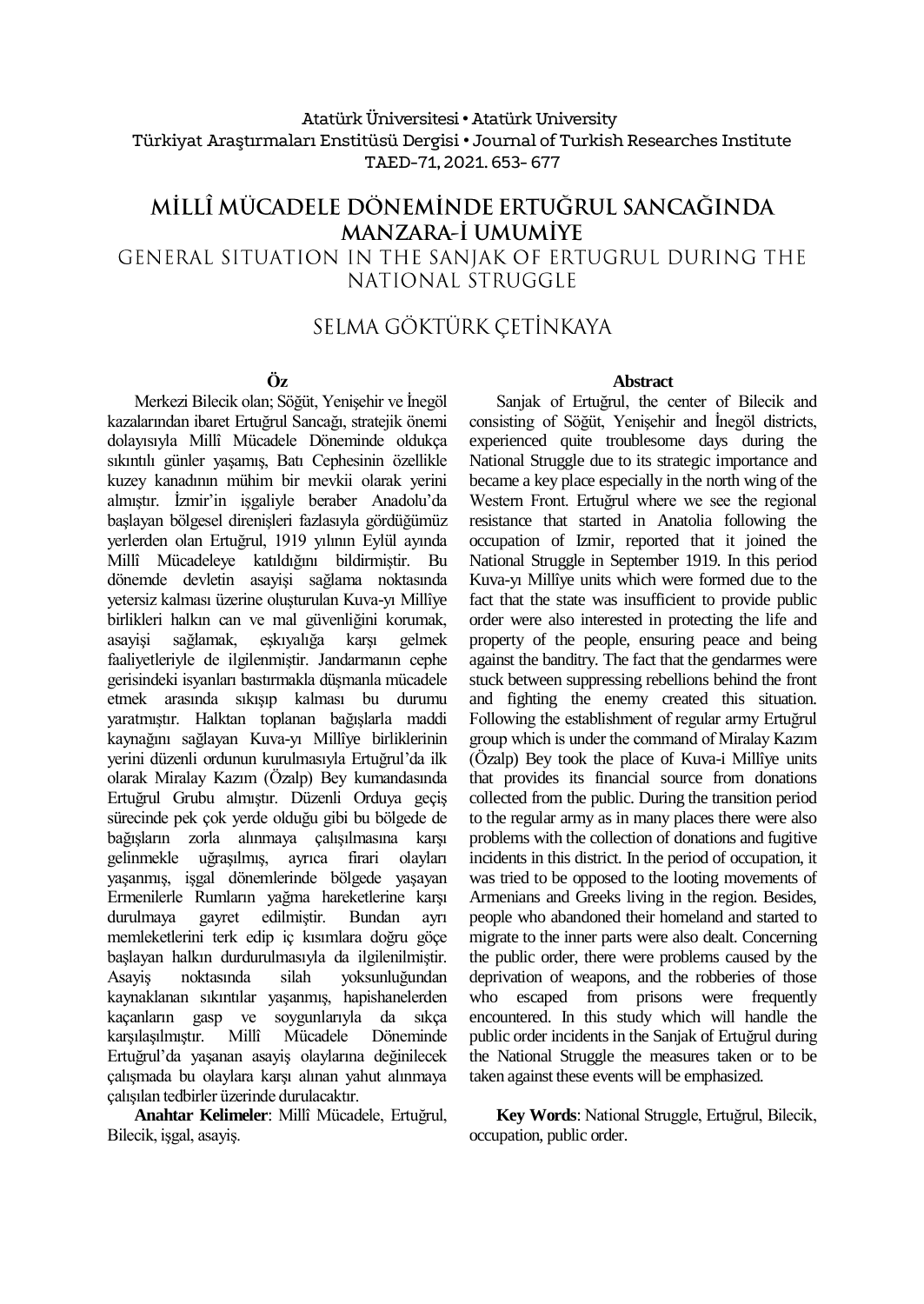Atatürk Üniversitesi • Atatürk University
Türkiyat Araştırmaları Enstitüsü Dergisi • Journal of Turkish Researches Institute
TAED-71, 2021. 653- 677

# MİLLÎ MÜCADELE DÖNEMİNDE ERTUĞRUL SANCAĞINDA MANZARA-İ UMUMİYE

## GENERAL SITUATION IN THE SANJAK OF ERTUGRUL DURING THE NATIONAL STRUGGLE

SELMA GÖKTÜRK ÇETİNKAYA

### Öz

Merkezi Bilecik olan; Söğüt, Yenişehir ve İnegöl kazalarından ibaret Ertuğrul Sancağı, stratejik önemi dolayısıyla Millî Mücadele Döneminde oldukça sıkıntılı günler yaşamış, Batı Cephesinin özellikle kuzey kanadının mühim bir mevkii olarak yerini almıştır. İzmir'in işgaliyle beraber Anadolu'da başlayan bölgesel direnişleri fazlasıyla gördüğümüz yerlerden olan Ertuğrul, 1919 yılının Eylül ayında Millî Mücadeleye katıldığını bildirmiştir. Bu dönemde devletin asayişi sağlama noktasında yetersiz kalması üzerine oluşturulan Kuva-yı Millîye birlikleri halkın can ve mal güvenliğini korumak, asayişi sağlamak, eşkıyalığa karşı gelmek faaliyetleriyle de ilgilenmiştir. Jandarmanın cephe gerisindeki isyanları bastırmakla düşmanla mücadele etmek arasında sıkışıp kalması bu durumu yaratmıştır. Halktan toplanan bağışlarla maddi kaynağını sağlayan Kuva-yı Millîye birliklerinin yerini düzenli ordunun kurulmasıyla Ertuğrul'da ilk olarak Miralay Kazım (Özalp) Bey kumandasında Ertuğrul Grubu almıştır. Düzenli Orduya geçiş sürecinde pek çok yerde olduğu gibi bu bölgede de bağışların zorla alınmaya çalışılmasına karşı gelinmekle uğraşılmış, ayrıca firari olayları yaşanmış, işgal dönemlerinde bölgede yaşayan Ermenilerle Rumların yağma hareketlerine karşı durulmaya gayret edilmiştir. Bundan ayrı memleketlerini terk edip iç kısımlara doğru göçe başlayan halkın durdurulmasıyla da ilgilenilmiştir. Asayiş noktasında silah yoksunluğundan kaynaklanan sıkıntılar yaşanmış, hapishanelerden kaçanların gasp ve soygunlarıyla da sıkça karşılaşılmıştır. Millî Mücadele Döneminde Ertuğrul'da yaşanan asayiş olaylarına değinilecek çalışmada bu olaylara karşı alınan yahut alınmaya çalışılan tedbirler üzerinde durulacaktır.

**Anahtar Kelimeler**: Millî Mücadele, Ertuğrul, Bilecik, işgal, asayiş.

### Abstract

Sanjak of Ertuğrul, the center of Bilecik and consisting of Söğüt, Yenişehir and İnegöl districts, experienced quite troublesome days during the National Struggle due to its strategic importance and became a key place especially in the north wing of the Western Front. Ertuğrul where we see the regional resistance that started in Anatolia following the occupation of Izmir, reported that it joined the National Struggle in September 1919. In this period Kuva-yı Millîye units which were formed due to the fact that the state was insufficient to provide public order were also interested in protecting the life and property of the people, ensuring peace and being against the banditry. The fact that the gendarmes were stuck between suppressing rebellions behind the front and fighting the enemy created this situation. Following the establishment of regular army Ertuğrul group which is under the command of Miralay Kazım (Özalp) Bey took the place of Kuva-i Millîye units that provides its financial source from donations collected from the public. During the transition period to the regular army as in many places there were also problems with the collection of donations and fugitive incidents in this district. In the period of occupation, it was tried to be opposed to the looting movements of Armenians and Greeks living in the region. Besides, people who abandoned their homeland and started to migrate to the inner parts were also dealt. Concerning the public order, there were problems caused by the deprivation of weapons, and the robberies of those who escaped from prisons were frequently encountered. In this study which will handle the public order incidents in the Sanjak of Ertuğrul during the National Struggle the measures taken or to be taken against these events will be emphasized.

**Key Words**: National Struggle, Ertuğrul, Bilecik, occupation, public order.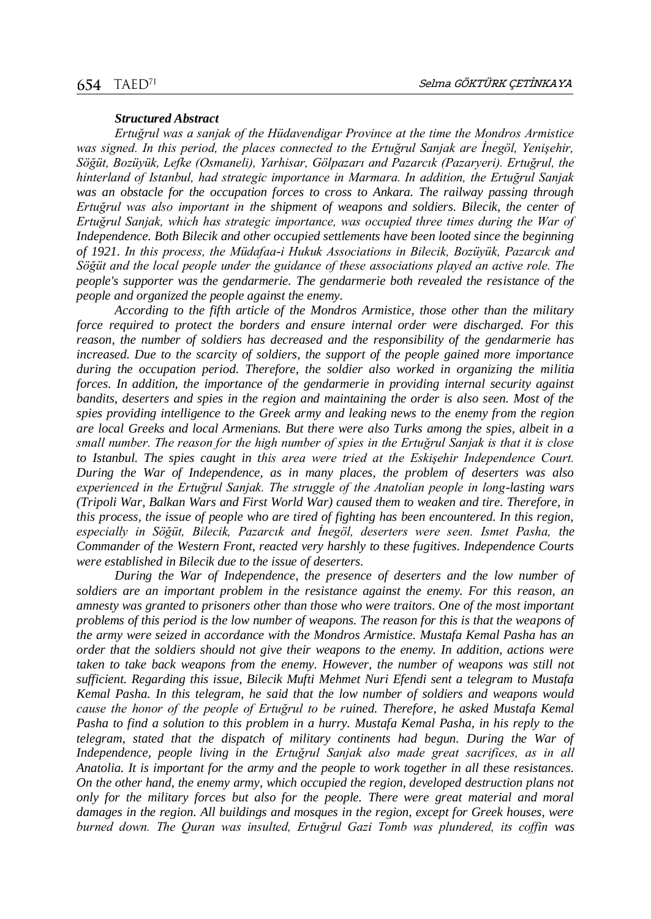***Structured Abstract***

*Ertuğrul was a sanjak of the Hüdavendigar Province at the time the Mondros Armistice was signed. In this period, the places connected to the Ertuğrul Sanjak are İnegöl, Yenişehir, Söğüt, Bozüyük, Lefke (Osmaneli), Yarhisar, Gölpazarı and Pazarcık (Pazaryeri). Ertuğrul, the hinterland of Istanbul, had strategic importance in Marmara. In addition, the Ertuğrul Sanjak was an obstacle for the occupation forces to cross to Ankara. The railway passing through Ertuğrul was also important in the shipment of weapons and soldiers. Bilecik, the center of Ertuğrul Sanjak, which has strategic importance, was occupied three times during the War of Independence. Both Bilecik and other occupied settlements have been looted since the beginning of 1921. In this process, the Müdafaa-i Hukuk Associations in Bilecik, Bozüyük, Pazarcık and Söğüt and the local people under the guidance of these associations played an active role. The people's supporter was the gendarmerie. The gendarmerie both revealed the resistance of the people and organized the people against the enemy.*

*According to the fifth article of the Mondros Armistice, those other than the military force required to protect the borders and ensure internal order were discharged. For this reason, the number of soldiers has decreased and the responsibility of the gendarmerie has increased. Due to the scarcity of soldiers, the support of the people gained more importance during the occupation period. Therefore, the soldier also worked in organizing the militia forces. In addition, the importance of the gendarmerie in providing internal security against bandits, deserters and spies in the region and maintaining the order is also seen. Most of the spies providing intelligence to the Greek army and leaking news to the enemy from the region are local Greeks and local Armenians. But there were also Turks among the spies, albeit in a small number. The reason for the high number of spies in the Ertuğrul Sanjak is that it is close to Istanbul. The spies caught in this area were tried at the Eskişehir Independence Court. During the War of Independence, as in many places, the problem of deserters was also experienced in the Ertuğrul Sanjak. The struggle of the Anatolian people in long-lasting wars (Tripoli War, Balkan Wars and First World War) caused them to weaken and tire. Therefore, in this process, the issue of people who are tired of fighting has been encountered. In this region, especially in Söğüt, Bilecik, Pazarcık and İnegöl, deserters were seen. Ismet Pasha, the Commander of the Western Front, reacted very harshly to these fugitives. Independence Courts were established in Bilecik due to the issue of deserters.*

*During the War of Independence, the presence of deserters and the low number of soldiers are an important problem in the resistance against the enemy. For this reason, an amnesty was granted to prisoners other than those who were traitors. One of the most important problems of this period is the low number of weapons. The reason for this is that the weapons of the army were seized in accordance with the Mondros Armistice. Mustafa Kemal Pasha has an order that the soldiers should not give their weapons to the enemy. In addition, actions were taken to take back weapons from the enemy. However, the number of weapons was still not sufficient. Regarding this issue, Bilecik Mufti Mehmet Nuri Efendi sent a telegram to Mustafa Kemal Pasha. In this telegram, he said that the low number of soldiers and weapons would cause the honor of the people of Ertuğrul to be ruined. Therefore, he asked Mustafa Kemal Pasha to find a solution to this problem in a hurry. Mustafa Kemal Pasha, in his reply to the telegram, stated that the dispatch of military continents had begun. During the War of Independence, people living in the Ertuğrul Sanjak also made great sacrifices, as in all Anatolia. It is important for the army and the people to work together in all these resistances. On the other hand, the enemy army, which occupied the region, developed destruction plans not only for the military forces but also for the people. There were great material and moral damages in the region. All buildings and mosques in the region, except for Greek houses, were burned down. The Quran was insulted, Ertuğrul Gazi Tomb was plundered, its coffin was*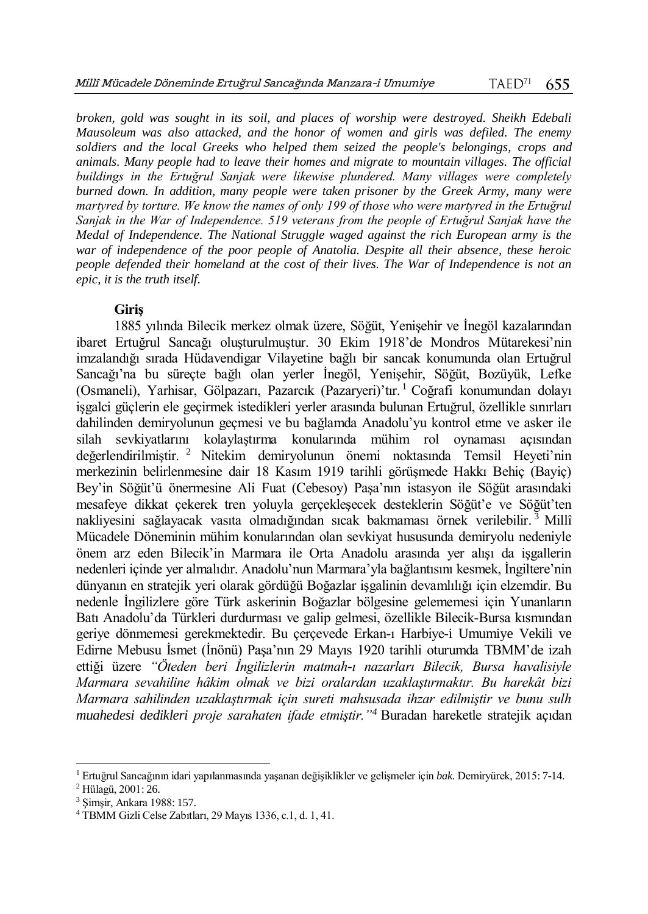*broken, gold was sought in its soil, and places of worship were destroyed. Sheikh Edebali Mausoleum was also attacked, and the honor of women and girls was defiled. The enemy soldiers and the local Greeks who helped them seized the people's belongings, crops and animals. Many people had to leave their homes and migrate to mountain villages. The official buildings in the Ertuğrul Sanjak were likewise plundered. Many villages were completely burned down. In addition, many people were taken prisoner by the Greek Army, many were martyred by torture. We know the names of only 199 of those who were martyred in the Ertuğrul Sanjak in the War of Independence. 519 veterans from the people of Ertuğrul Sanjak have the Medal of Independence. The National Struggle waged against the rich European army is the war of independence of the poor people of Anatolia. Despite all their absence, these heroic people defended their homeland at the cost of their lives. The War of Independence is not an epic, it is the truth itself.*

## Giriş

1885 yılında Bilecik merkez olmak üzere, Söğüt, Yenişehir ve İnegöl kazalarından ibaret Ertuğrul Sancağı oluşturulmuştur. 30 Ekim 1918'de Mondros Mütarekesi'nin imzalandığı sırada Hüdavendigar Vilayetine bağlı bir sancak konumunda olan Ertuğrul Sancağı'na bu süreçte bağlı olan yerler İnegöl, Yenişehir, Söğüt, Bozüyük, Lefke (Osmaneli), Yarhisar, Gölpazarı, Pazarcık (Pazaryeri)'tır.[1] Coğrafi konumundan dolayı işgalci güçlerin ele geçirmek istedikleri yerler arasında bulunan Ertuğrul, özellikle sınırları dahilinden demiryolunun geçmesi ve bu bağlamda Anadolu'yu kontrol etme ve asker ile silah sevkiyatlarını kolaylaştırma konularında mühim rol oynaması açısından değerlendirilmiştir.[2] Nitekim demiryolunun önemi noktasında Temsil Heyeti'nin merkezinin belirlenmesine dair 18 Kasım 1919 tarihli görüşmede Hakkı Behiç (Bayiç) Bey'in Söğüt'ü önermesine Ali Fuat (Cebesoy) Paşa'nın istasyon ile Söğüt arasındaki mesafeye dikkat çekerek tren yoluyla gerçekleşecek desteklerin Söğüt'e ve Söğüt'ten nakliyesini sağlayacak vasıta olmadığından sıcak bakmaması örnek verilebilir.[3] Millî Mücadele Döneminin mühim konularından olan sevkiyat hususunda demiryolu nedeniyle önem arz eden Bilecik'in Marmara ile Orta Anadolu arasında yer alışı da işgallerin nedenleri içinde yer almalıdır. Anadolu'nun Marmara'yla bağlantısını kesmek, İngiltere'nin dünyanın en stratejik yeri olarak gördüğü Boğazlar işgalinin devamlılığı için elzemdir. Bu nedenle İngilizlere göre Türk askerinin Boğazlar bölgesine gelememesi için Yunanların Batı Anadolu'da Türkleri durdurması ve galip gelmesi, özellikle Bilecik-Bursa kısmından geriye dönmemesi gerekmektedir. Bu çerçevede Erkan-ı Harbiye-i Umumiye Vekili ve Edirne Mebusu İsmet (İnönü) Paşa'nın 29 Mayıs 1920 tarihli oturumda TBMM'de izah ettiği üzere *"Öteden beri İngilizlerin matmah-ı nazarları Bilecik, Bursa havalisiyle Marmara sevahiline hâkim olmak ve bizi oralardan uzaklaştırmaktır. Bu harekât bizi Marmara sahilinden uzaklaştırmak için sureti mahsusada ihzar edilmiştir ve bunu sulh muahedesi dedikleri proje sarahaten ifade etmiştir."*[4] Buradan hareketle stratejik açıdan

---

[1] Ertuğrul Sancağının idari yapılanmasında yaşanan değişiklikler ve gelişmeler için *bak*. Demiryürek, 2015: 7-14.

[2] Hülagü, 2001: 26.

[3] Şimşir, Ankara 1988: 157.

[4] TBMM Gizli Celse Zabıtları, 29 Mayıs 1336, c.1, d. 1, 41.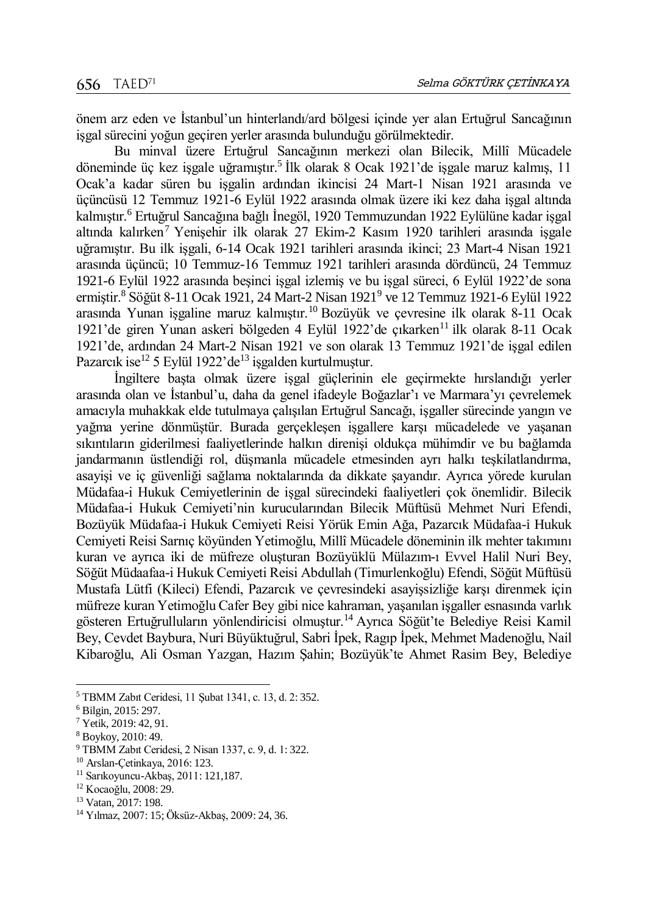önem arz eden ve İstanbul'un hinterlandı/ard bölgesi içinde yer alan Ertuğrul Sancağının işgal sürecini yoğun geçiren yerler arasında bulunduğu görülmektedir.

Bu minval üzere Ertuğrul Sancağının merkezi olan Bilecik, Millî Mücadele döneminde üç kez işgale uğramıştır.[5] İlk olarak 8 Ocak 1921'de işgale maruz kalmış, 11 Ocak'a kadar süren bu işgalin ardından ikincisi 24 Mart-1 Nisan 1921 arasında ve üçüncüsü 12 Temmuz 1921-6 Eylül 1922 arasında olmak üzere iki kez daha işgal altında kalmıştır.[6] Ertuğrul Sancağına bağlı İnegöl, 1920 Temmuzundan 1922 Eylülüne kadar işgal altında kalırken[7] Yenişehir ilk olarak 27 Ekim-2 Kasım 1920 tarihleri arasında işgale uğramıştır. Bu ilk işgali, 6-14 Ocak 1921 tarihleri arasında ikinci; 23 Mart-4 Nisan 1921 arasında üçüncü; 10 Temmuz-16 Temmuz 1921 tarihleri arasında dördüncü, 24 Temmuz 1921-6 Eylül 1922 arasında beşinci işgal izlemiş ve bu işgal süreci, 6 Eylül 1922'de sona ermiştir.[8] Söğüt 8-11 Ocak 1921, 24 Mart-2 Nisan 1921[9] ve 12 Temmuz 1921-6 Eylül 1922 arasında Yunan işgaline maruz kalmıştır.[10] Bozüyük ve çevresine ilk olarak 8-11 Ocak 1921'de giren Yunan askeri bölgeden 4 Eylül 1922'de çıkarken[11] ilk olarak 8-11 Ocak 1921'de, ardından 24 Mart-2 Nisan 1921 ve son olarak 13 Temmuz 1921'de işgal edilen Pazarcık ise[12] 5 Eylül 1922'de[13] işgalden kurtulmuştur.

İngiltere başta olmak üzere işgal güçlerinin ele geçirmekte hırslandığı yerler arasında olan ve İstanbul'u, daha da genel ifadeyle Boğazlar'ı ve Marmara'yı çevrelemek amacıyla muhakkak elde tutulmaya çalışılan Ertuğrul Sancağı, işgaller sürecinde yangın ve yağma yerine dönmüştür. Burada gerçekleşen işgallere karşı mücadelede ve yaşanan sıkıntıların giderilmesi faaliyetlerinde halkın direnişi oldukça mühimdir ve bu bağlamda jandarmanın üstlendiği rol, düşmanla mücadele etmesinden ayrı halkı teşkilatlandırma, asayişi ve iç güvenliği sağlama noktalarında da dikkate şayandır. Ayrıca yörede kurulan Müdafaa-i Hukuk Cemiyetlerinin de işgal sürecindeki faaliyetleri çok önemlidir. Bilecik Müdafaa-i Hukuk Cemiyeti'nin kurucularından Bilecik Müftüsü Mehmet Nuri Efendi, Bozüyük Müdafaa-i Hukuk Cemiyeti Reisi Yörük Emin Ağa, Pazarcık Müdafaa-i Hukuk Cemiyeti Reisi Sarnıç köyünden Yetimoğlu, Millî Mücadele döneminin ilk mehter takımını kuran ve ayrıca iki de müfreze oluşturan Bozüyüklü Mülazım-ı Evvel Halil Nuri Bey, Söğüt Müdaafaa-i Hukuk Cemiyeti Reisi Abdullah (Timurlenkoğlu) Efendi, Söğüt Müftüsü Mustafa Lütfi (Kileci) Efendi, Pazarcık ve çevresindeki asayişsizliğe karşı direnmek için müfreze kuran Yetimoğlu Cafer Bey gibi nice kahraman, yaşanılan işgaller esnasında varlık gösteren Ertuğrulluların yönlendiricisi olmuştur.[14] Ayrıca Söğüt'te Belediye Reisi Kamil Bey, Cevdet Baybura, Nuri Büyüktuğrul, Sabri İpek, Ragıp İpek, Mehmet Madenoğlu, Nail Kibaroğlu, Ali Osman Yazgan, Hazım Şahin; Bozüyük'te Ahmet Rasim Bey, Belediye

---

[5] TBMM Zabıt Ceridesi, 11 Şubat 1341, c. 13, d. 2: 352.
[6] Bilgin, 2015: 297.
[7] Yetik, 2019: 42, 91.
[8] Boykoy, 2010: 49.
[9] TBMM Zabıt Ceridesi, 2 Nisan 1337, c. 9, d. 1: 322.
[10] Arslan-Çetinkaya, 2016: 123.
[11] Sarıkoyuncu-Akbaş, 2011: 121,187.
[12] Kocaoğlu, 2008: 29.
[13] Vatan, 2017: 198.
[14] Yılmaz, 2007: 15; Öksüz-Akbaş, 2009: 24, 36.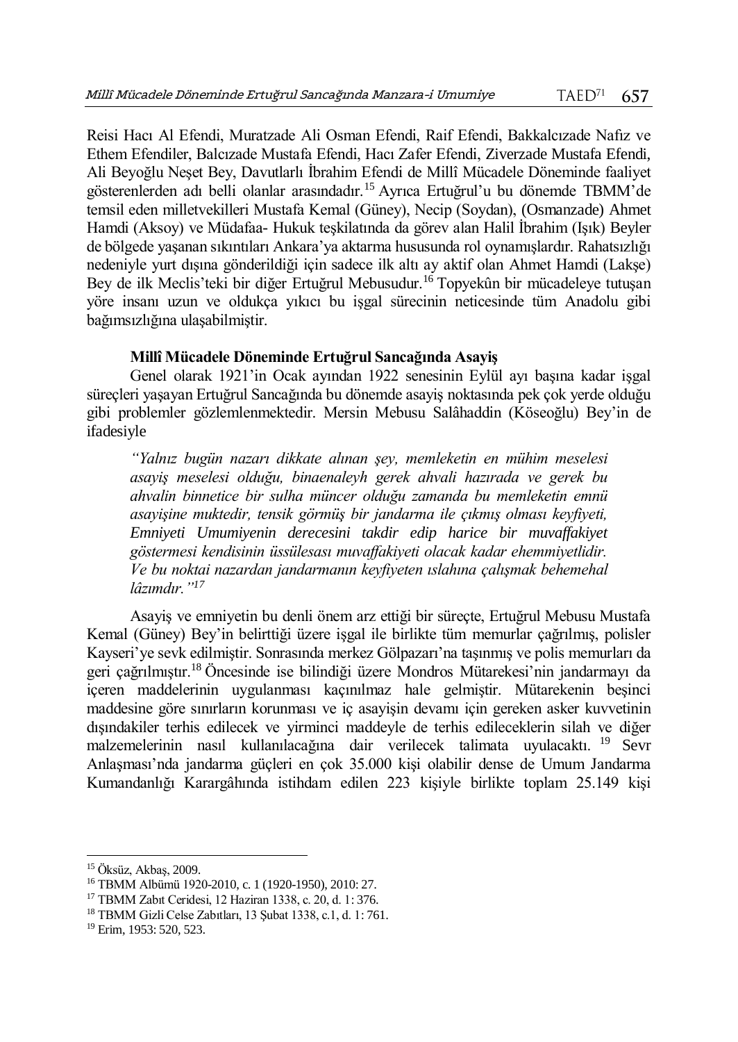Reisi Hacı Al Efendi, Muratzade Ali Osman Efendi, Raif Efendi, Bakkalcızade Nafız ve Ethem Efendiler, Balcızade Mustafa Efendi, Hacı Zafer Efendi, Ziverzade Mustafa Efendi, Ali Beyoğlu Neşet Bey, Davutlarlı İbrahim Efendi de Millî Mücadele Döneminde faaliyet gösterenlerden adı belli olanlar arasındadır.[15] Ayrıca Ertuğrul'u bu dönemde TBMM'de temsil eden milletvekilleri Mustafa Kemal (Güney), Necip (Soydan), (Osmanzade) Ahmet Hamdi (Aksoy) ve Müdafaa- Hukuk teşkilatında da görev alan Halil İbrahim (Işık) Beyler de bölgede yaşanan sıkıntıları Ankara'ya aktarma hususunda rol oynamışlardır. Rahatsızlığı nedeniyle yurt dışına gönderildiği için sadece ilk altı ay aktif olan Ahmet Hamdi (Lakşe) Bey de ilk Meclis'teki bir diğer Ertuğrul Mebusudur.[16] Topyekûn bir mücadeleye tutuşan yöre insanı uzun ve oldukça yıkıcı bu işgal sürecinin neticesinde tüm Anadolu gibi bağımsızlığına ulaşabilmiştir.

### Millî Mücadele Döneminde Ertuğrul Sancağında Asayiş

Genel olarak 1921'in Ocak ayından 1922 senesinin Eylül ayı başına kadar işgal süreçleri yaşayan Ertuğrul Sancağında bu dönemde asayiş noktasında pek çok yerde olduğu gibi problemler gözlemlenmektedir. Mersin Mebusu Salâhaddin (Köseoğlu) Bey'in de ifadesiyle

> *"Yalnız bugün nazarı dikkate alınan şey, memleketin en mühim meselesi asayiş meselesi olduğu, binaenaleyh gerek ahvali hazırada ve gerek bu ahvalin binnetice bir sulha müncer olduğu zamanda bu memleketin emnü asayişine muktedir, tensik görmüş bir jandarma ile çıkmış olması keyfiyeti, Emniyeti Umumiyenin derecesini takdir edip harice bir muvaffakiyet göstermesi kendisinin üssülesası muvaffakiyeti olacak kadar ehemmiyetlidir. Ve bu noktai nazardan jandarmanın keyfiyeten ıslahına çalışmak behemehal lâzımdır."*[17]

Asayiş ve emniyetin bu denli önem arz ettiği bir süreçte, Ertuğrul Mebusu Mustafa Kemal (Güney) Bey'in belirttiği üzere işgal ile birlikte tüm memurlar çağrılmış, polisler Kayseri'ye sevk edilmiştir. Sonrasında merkez Gölpazarı'na taşınmış ve polis memurları da geri çağrılmıştır.[18] Öncesinde ise bilindiği üzere Mondros Mütarekesi'nin jandarmayı da içeren maddelerinin uygulanması kaçınılmaz hale gelmiştir. Mütarekenin beşinci maddesine göre sınırların korunması ve iç asayişin devamı için gereken asker kuvvetinin dışındakiler terhis edilecek ve yirminci maddeyle de terhis edileceklerin silah ve diğer malzemelerinin nasıl kullanılacağına dair verilecek talimata uyulacaktı.[19] Sevr Anlaşması'nda jandarma güçleri en çok 35.000 kişi olabilir dense de Umum Jandarma Kumandanlığı Karargâhında istihdam edilen 223 kişiyle birlikte toplam 25.149 kişi

---

[15] Öksüz, Akbaş, 2009.

[16] TBMM Albümü 1920-2010, c. 1 (1920-1950), 2010: 27.

[17] TBMM Zabıt Ceridesi, 12 Haziran 1338, c. 20, d. 1: 376.

[18] TBMM Gizli Celse Zabıtları, 13 Şubat 1338, c.1, d. 1: 761.

[19] Erim, 1953: 520, 523.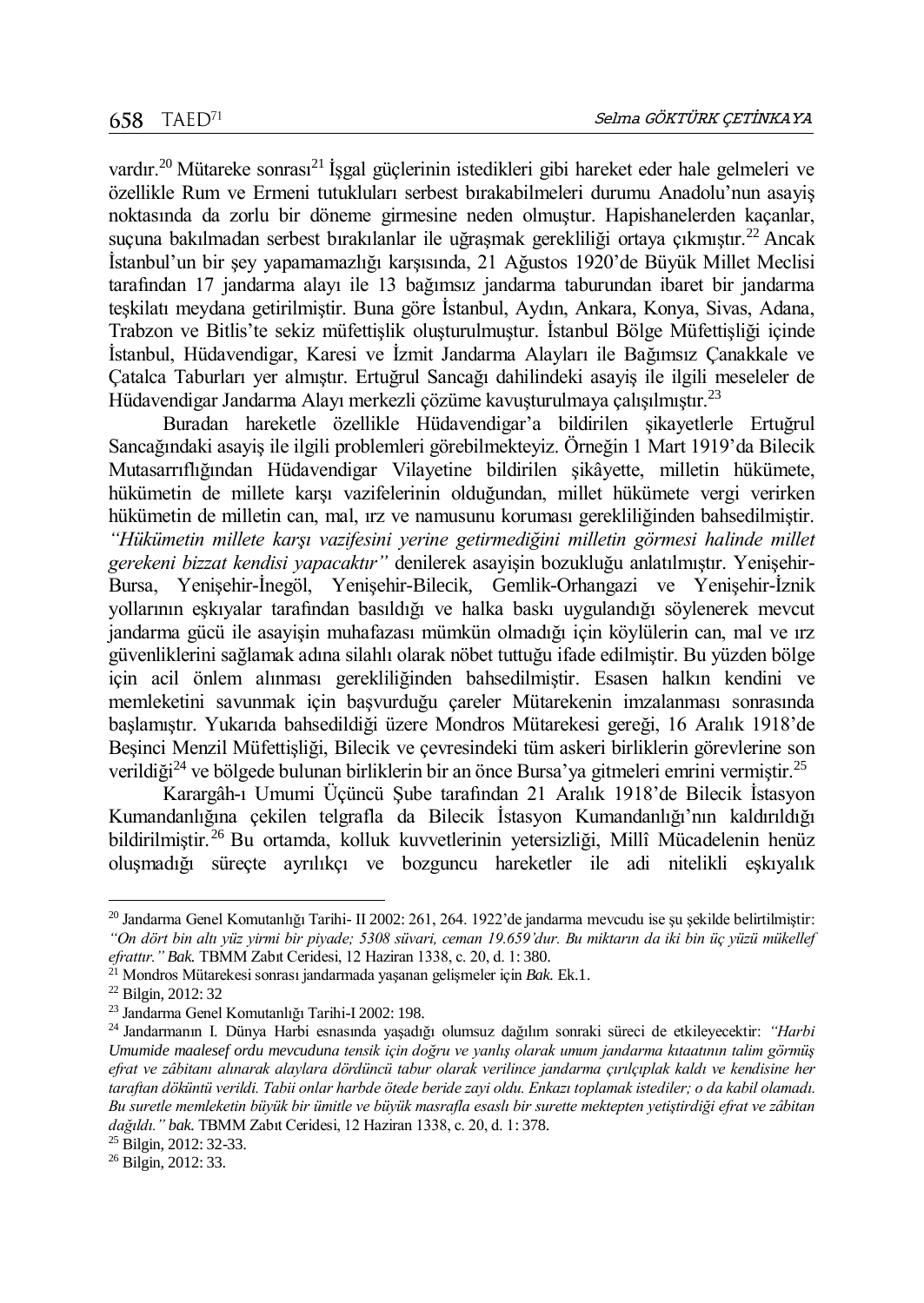vardır.[20] Mütareke sonrası[21] İşgal güçlerinin istedikleri gibi hareket eder hale gelmeleri ve özellikle Rum ve Ermeni tutukluları serbest bırakabilmeleri durumu Anadolu'nun asayiş noktasında da zorlu bir döneme girmesine neden olmuştur. Hapishanelerden kaçanlar, suçuna bakılmadan serbest bırakılanlar ile uğraşmak gerekliliği ortaya çıkmıştır.[22] Ancak İstanbul'un bir şey yapamamazlığı karşısında, 21 Ağustos 1920'de Büyük Millet Meclisi tarafından 17 jandarma alayı ile 13 bağımsız jandarma taburundan ibaret bir jandarma teşkilatı meydana getirilmiştir. Buna göre İstanbul, Aydın, Ankara, Konya, Sivas, Adana, Trabzon ve Bitlis'te sekiz müfettişlik oluşturulmuştur. İstanbul Bölge Müfettişliği içinde İstanbul, Hüdavendigar, Karesi ve İzmit Jandarma Alayları ile Bağımsız Çanakkale ve Çatalca Taburları yer almıştır. Ertuğrul Sancağı dahilindeki asayiş ile ilgili meseleler de Hüdavendigar Jandarma Alayı merkezli çözüme kavuşturulmaya çalışılmıştır.[23]

Buradan hareketle özellikle Hüdavendigar'a bildirilen şikayetlerle Ertuğrul Sancağındaki asayiş ile ilgili problemleri görebilmekteyiz. Örneğin 1 Mart 1919'da Bilecik Mutasarrıflığından Hüdavendigar Vilayetine bildirilen şikâyette, milletin hükümete, hükümetin de millete karşı vazifelerinin olduğundan, millet hükümete vergi verirken hükümetin de milletin can, mal, ırz ve namusunu koruması gerekliliğinden bahsedilmiştir. *"Hükümetin millete karşı vazifesini yerine getirmediğini milletin görmesi halinde millet gerekeni bizzat kendisi yapacaktır"* denilerek asayişin bozukluğu anlatılmıştır. Yenişehir-Bursa, Yenişehir-İnegöl, Yenişehir-Bilecik, Gemlik-Orhangazi ve Yenişehir-İznik yollarının eşkıyalar tarafından basıldığı ve halka baskı uygulandığı söylenerek mevcut jandarma gücü ile asayişin muhafazası mümkün olmadığı için köylülerin can, mal ve ırz güvenliklerini sağlamak adına silahlı olarak nöbet tuttuğu ifade edilmiştir. Bu yüzden bölge için acil önlem alınması gerekliliğinden bahsedilmiştir. Esasen halkın kendini ve memleketini savunmak için başvurduğu çareler Mütarekenin imzalanması sonrasında başlamıştır. Yukarıda bahsedildiği üzere Mondros Mütarekesi gereği, 16 Aralık 1918'de Beşinci Menzil Müfettişliği, Bilecik ve çevresindeki tüm askeri birliklerin görevlerine son verildiği[24] ve bölgede bulunan birliklerin bir an önce Bursa'ya gitmeleri emrini vermiştir.[25]

Karargâh-ı Umumi Üçüncü Şube tarafından 21 Aralık 1918'de Bilecik İstasyon Kumandanlığına çekilen telgrafla da Bilecik İstasyon Kumandanlığı'nın kaldırıldığı bildirilmiştir.[26] Bu ortamda, kolluk kuvvetlerinin yetersizliği, Millî Mücadelenin henüz oluşmadığı süreçte ayrılıkçı ve bozguncu hareketler ile adi nitelikli eşkıyalık

---

[20] Jandarma Genel Komutanlığı Tarihi- II 2002: 261, 264. 1922'de jandarma mevcudu ise şu şekilde belirtilmiştir: *"On dört bin altı yüz yirmi bir piyade; 5308 süvari, ceman 19.659'dur. Bu miktarın da iki bin üç yüzü mükellef efrattır." Bak.* TBMM Zabıt Ceridesi, 12 Haziran 1338, c. 20, d. 1: 380.

[21] Mondros Mütarekesi sonrası jandarmada yaşanan gelişmeler için *Bak.* Ek.1.

[22] Bilgin, 2012: 32

[23] Jandarma Genel Komutanlığı Tarihi-I 2002: 198.

[24] Jandarmanın I. Dünya Harbi esnasında yaşadığı olumsuz dağılım sonraki süreci de etkileyecektir: *"Harbi Umumide maalesef ordu mevcuduna tensik için doğru ve yanlış olarak umum jandarma kıtaatının talim görmüş efrat ve zâbitanı alınarak alaylara dördüncü tabur olarak verilince jandarma çırılçıplak kaldı ve kendisine her taraftan döküntü verildi. Tabii onlar harbde ötede beride zayi oldu. Enkazı toplamak istediler; o da kabil olamadı. Bu suretle memleketin büyük bir ümitle ve büyük masrafla esaslı bir surette mektepten yetiştirdiği efrat ve zâbitan dağıldı." bak.* TBMM Zabıt Ceridesi, 12 Haziran 1338, c. 20, d. 1: 378.

[25] Bilgin, 2012: 32-33.

[26] Bilgin, 2012: 33.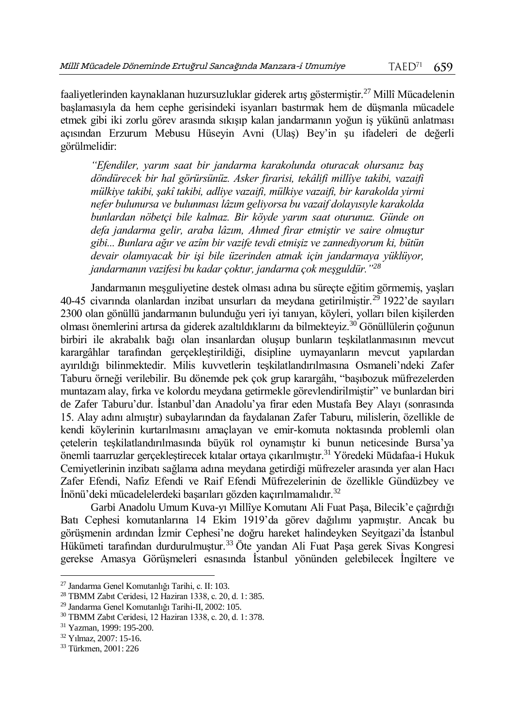faaliyetlerinden kaynaklanan huzursuzluklar giderek artış göstermiştir.[27] Millî Mücadelenin başlamasıyla da hem cephe gerisindeki isyanları bastırmak hem de düşmanla mücadele etmek gibi iki zorlu görev arasında sıkışıp kalan jandarmanın yoğun iş yükünü anlatması açısından Erzurum Mebusu Hüseyin Avni (Ulaş) Bey'in şu ifadeleri de değerli görülmelidir:

> *"Efendiler, yarım saat bir jandarma karakolunda oturacak olursanız baş döndürecek bir hal görürsünüz. Asker firarisi, tekâlifi millîye takibi, vazaifi mülkiye takibi, şakî takibi, adliye vazaifi, mülkiye vazaifi, bir karakolda yirmi nefer bulunursa ve bulunması lâzım geliyorsa bu vazaif dolayısıyle karakolda bunlardan nöbetçi bile kalmaz. Bir köyde yarım saat oturunuz. Günde on defa jandarma gelir, araba lâzım, Ahmed firar etmiştir ve saire olmuştur gibi... Bunlara ağır ve azîm bir vazife tevdi etmişiz ve zannediyorum ki, bütün devair olamıyacak bir işi bile üzerinden atmak için jandarmaya yüklüyor, jandarmanın vazifesi bu kadar çoktur, jandarma çok meşguldür."*[28]

Jandarmanın meşguliyetine destek olması adına bu süreçte eğitim görmemiş, yaşları 40-45 civarında olanlardan inzibat unsurları da meydana getirilmiştir.[29] 1922'de sayıları 2300 olan gönüllü jandarmanın bulunduğu yeri iyi tanıyan, köyleri, yolları bilen kişilerden olması önemlerini artırsa da giderek azaltıldıklarını da bilmekteyiz.[30] Gönüllülerin çoğunun birbiri ile akrabalık bağı olan insanlardan oluşup bunların teşkilatlanmasının mevcut karargâhlar tarafından gerçekleştirildiği, disipline uymayanların mevcut yapılardan ayırıldığı bilinmektedir. Milis kuvvetlerin teşkilatlandırılmasına Osmaneli'ndeki Zafer Taburu örneği verilebilir. Bu dönemde pek çok grup karargâhı, "başıbozuk müfrezelerden muntazam alay, fırka ve kolordu meydana getirmekle görevlendirilmiştir" ve bunlardan biri de Zafer Taburu'dur. İstanbul'dan Anadolu'ya firar eden Mustafa Bey Alayı (sonrasında 15. Alay adını almıştır) subaylarından da faydalanan Zafer Taburu, milislerin, özellikle de kendi köylerinin kurtarılmasını amaçlayan ve emir-komuta noktasında problemli olan çetelerin teşkilatlandırılmasında büyük rol oynamıştır ki bunun neticesinde Bursa'ya önemli taarruzlar gerçekleştirecek kıtalar ortaya çıkarılmıştır.[31] Yöredeki Müdafaa-i Hukuk Cemiyetlerinin inzibatı sağlama adına meydana getirdiği müfrezeler arasında yer alan Hacı Zafer Efendi, Nafiz Efendi ve Raif Efendi Müfrezelerinin de özellikle Gündüzbey ve İnönü'deki mücadelelerdeki başarıları gözden kaçırılmamalıdır.[32]

Garbi Anadolu Umum Kuva-yı Millîye Komutanı Ali Fuat Paşa, Bilecik'e çağırdığı Batı Cephesi komutanlarına 14 Ekim 1919'da görev dağılımı yapmıştır. Ancak bu görüşmenin ardından İzmir Cephesi'ne doğru hareket halindeyken Seyitgazi'da İstanbul Hükümeti tarafından durdurulmuştur.[33] Öte yandan Ali Fuat Paşa gerek Sivas Kongresi gerekse Amasya Görüşmeleri esnasında İstanbul yönünden gelebilecek İngiltere ve

---

[27] Jandarma Genel Komutanlığı Tarihi, c. II: 103.

[28] TBMM Zabıt Ceridesi, 12 Haziran 1338, c. 20, d. 1: 385.

[29] Jandarma Genel Komutanlığı Tarihi-II, 2002: 105.

[30] TBMM Zabıt Ceridesi, 12 Haziran 1338, c. 20, d. 1: 378.

[31] Yazman, 1999: 195-200.

[32] Yılmaz, 2007: 15-16.

[33] Türkmen, 2001: 226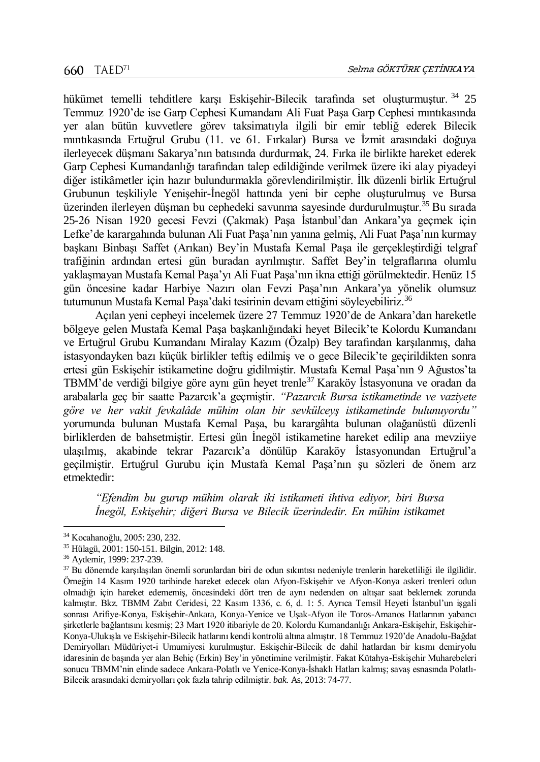hükümet temelli tehditlere karşı Eskişehir-Bilecik tarafında set oluşturmuştur.[34] 25 Temmuz 1920'de ise Garp Cephesi Kumandanı Ali Fuat Paşa Garp Cephesi mıntıkasında yer alan bütün kuvvetlere görev taksimatıyla ilgili bir emir tebliğ ederek Bilecik mıntıkasında Ertuğrul Grubu (11. ve 61. Fırkalar) Bursa ve İzmit arasındaki doğuya ilerleyecek düşmanı Sakarya'nın batısında durdurmak, 24. Fırka ile birlikte hareket ederek Garp Cephesi Kumandanlığı tarafından talep edildiğinde verilmek üzere iki alay piyadeyi diğer istikâmetler için hazır bulundurmakla görevlendirilmiştir. İlk düzenli birlik Ertuğrul Grubunun teşkiliyle Yenişehir-İnegöl hattında yeni bir cephe oluşturulmuş ve Bursa üzerinden ilerleyen düşman bu cephedeki savunma sayesinde durdurulmuştur.[35] Bu sırada 25-26 Nisan 1920 gecesi Fevzi (Çakmak) Paşa İstanbul'dan Ankara'ya geçmek için Lefke'de karargahında bulunan Ali Fuat Paşa'nın yanına gelmiş, Ali Fuat Paşa'nın kurmay başkanı Binbaşı Saffet (Arıkan) Bey'in Mustafa Kemal Paşa ile gerçekleştirdiği telgraf trafiğinin ardından ertesi gün buradan ayrılmıştır. Saffet Bey'in telgraflarına olumlu yaklaşmayan Mustafa Kemal Paşa'yı Ali Fuat Paşa'nın ikna ettiği görülmektedir. Henüz 15 gün öncesine kadar Harbiye Nazırı olan Fevzi Paşa'nın Ankara'ya yönelik olumsuz tutumunun Mustafa Kemal Paşa'daki tesirinin devam ettiğini söyleyebiliriz.[36]

Açılan yeni cepheyi incelemek üzere 27 Temmuz 1920'de de Ankara'dan hareketle bölgeye gelen Mustafa Kemal Paşa başkanlığındaki heyet Bilecik'te Kolordu Kumandanı ve Ertuğrul Grubu Kumandanı Miralay Kazım (Özalp) Bey tarafından karşılanmış, daha istasyondayken bazı küçük birlikler teftiş edilmiş ve o gece Bilecik'te geçirildikten sonra ertesi gün Eskişehir istikametine doğru gidilmiştir. Mustafa Kemal Paşa'nın 9 Ağustos'ta TBMM'de verdiği bilgiye göre aynı gün heyet trenle[37] Karaköy İstasyonuna ve oradan da arabalarla geç bir saatte Pazarcık'a geçmiştir. *"Pazarcık Bursa istikametinde ve vaziyete göre ve her vakit fevkalâde mühim olan bir sevkülceyş istikametinde bulunuyordu"* yorumunda bulunan Mustafa Kemal Paşa, bu karargâhta bulunan olağanüstü düzenli birliklerden de bahsetmiştir. Ertesi gün İnegöl istikametine hareket edilip ana mevziiye ulaşılmış, akabinde tekrar Pazarcık'a dönülüp Karaköy İstasyonundan Ertuğrul'a geçilmiştir. Ertuğrul Gurubu için Mustafa Kemal Paşa'nın şu sözleri de önem arz etmektedir:

> *"Efendim bu gurup mühim olarak iki istikameti ihtiva ediyor, biri Bursa İnegöl, Eskişehir; diğeri Bursa ve Bilecik üzerindedir. En mühim istikamet*

---

[34] Kocahanoğlu, 2005: 230, 232.

[35] Hülagü, 2001: 150-151. Bilgin, 2012: 148.

[36] Aydemir, 1999: 237-239.

[37] Bu dönemde karşılaşılan önemli sorunlardan biri de odun sıkıntısı nedeniyle trenlerin hareketliliği ile ilgilidir. Örneğin 14 Kasım 1920 tarihinde hareket edecek olan Afyon-Eskişehir ve Afyon-Konya askeri trenleri odun olmadığı için hareket edememiş, öncesindeki dört tren de aynı nedenden on altışar saat beklemek zorunda kalmıştır. Bkz. TBMM Zabıt Ceridesi, 22 Kasım 1336, c. 6, d. 1: 5. Ayrıca Temsil Heyeti İstanbul'un işgali sonrası Arifiye-Konya, Eskişehir-Ankara, Konya-Yenice ve Uşak-Afyon ile Toros-Amanos Hatlarının yabancı şirketlerle bağlantısını kesmiş; 23 Mart 1920 itibariyle de 20. Kolordu Kumandanlığı Ankara-Eskişehir, Eskişehir-Konya-Ulukışla ve Eskişehir-Bilecik hatlarını kendi kontrolü altına almıştır. 18 Temmuz 1920'de Anadolu-Bağdat Demiryolları Müdüriyet-i Umumiyesi kurulmuştur. Eskişehir-Bilecik de dahil hatlardan bir kısmı demiryolu idaresinin de başında yer alan Behiç (Erkin) Bey'in yönetimine verilmiştir. Fakat Kütahya-Eskişehir Muharebeleri sonucu TBMM'nin elinde sadece Ankara-Polatlı ve Yenice-Konya-İshaklı Hatları kalmış; savaş esnasında Polatlı-Bilecik arasındaki demiryolları çok fazla tahrip edilmiştir. *bak.* As, 2013: 74-77.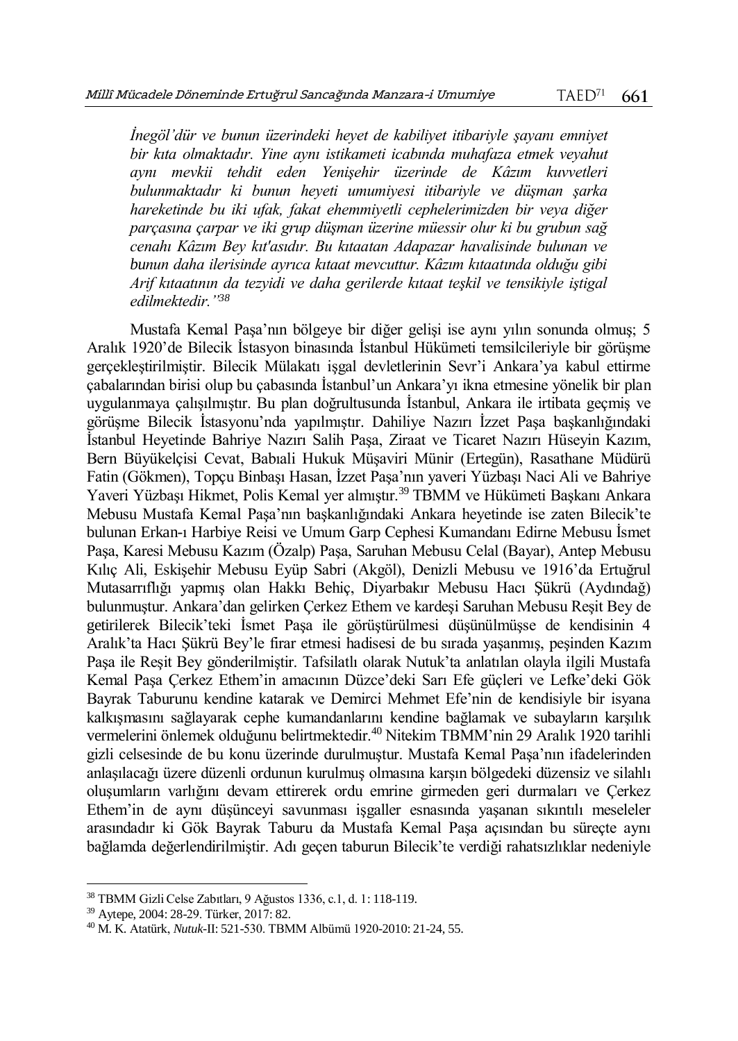*İnegöl'dür ve bunun üzerindeki heyet de kabiliyet itibariyle şayanı emniyet bir kıta olmaktadır. Yine aynı istikameti icabında muhafaza etmek veyahut aynı mevkii tehdit eden Yenişehir üzerinde de Kâzım kuvvetleri bulunmaktadır ki bunun heyeti umumiyesi itibariyle ve düşman şarka hareketinde bu iki ufak, fakat ehemmiyetli cephelerimizden bir veya diğer parçasına çarpar ve iki grup düşman üzerine müessir olur ki bu grubun sağ cenahı Kâzım Bey kıt'asıdır. Bu kıtaatan Adapazar havalisinde bulunan ve bunun daha ilerisinde ayrıca kıtaat mevcuttur. Kâzım kıtaatında olduğu gibi Arif kıtaatının da tezyidi ve daha gerilerde kıtaat teşkil ve tensikiyle iştigal edilmektedir.'*[38]

Mustafa Kemal Paşa'nın bölgeye bir diğer gelişi ise aynı yılın sonunda olmuş; 5 Aralık 1920'de Bilecik İstasyon binasında İstanbul Hükümeti temsilcileriyle bir görüşme gerçekleştirilmiştir. Bilecik Mülakatı işgal devletlerinin Sevr'i Ankara'ya kabul ettirme çabalarından birisi olup bu çabasında İstanbul'un Ankara'yı ikna etmesine yönelik bir plan uygulanmaya çalışılmıştır. Bu plan doğrultusunda İstanbul, Ankara ile irtibata geçmiş ve görüşme Bilecik İstasyonu'nda yapılmıştır. Dahiliye Nazırı İzzet Paşa başkanlığındaki İstanbul Heyetinde Bahriye Nazırı Salih Paşa, Ziraat ve Ticaret Nazırı Hüseyin Kazım, Bern Büyükelçisi Cevat, Babıali Hukuk Müşaviri Münir (Ertegün), Rasathane Müdürü Fatin (Gökmen), Topçu Binbaşı Hasan, İzzet Paşa'nın yaveri Yüzbaşı Naci Ali ve Bahriye Yaveri Yüzbaşı Hikmet, Polis Kemal yer almıştır.[39] TBMM ve Hükümeti Başkanı Ankara Mebusu Mustafa Kemal Paşa'nın başkanlığındaki Ankara heyetinde ise zaten Bilecik'te bulunan Erkan-ı Harbiye Reisi ve Umum Garp Cephesi Kumandanı Edirne Mebusu İsmet Paşa, Karesi Mebusu Kazım (Özalp) Paşa, Saruhan Mebusu Celal (Bayar), Antep Mebusu Kılıç Ali, Eskişehir Mebusu Eyüp Sabri (Akgöl), Denizli Mebusu ve 1916'da Ertuğrul Mutasarrıflığı yapmış olan Hakkı Behiç, Diyarbakır Mebusu Hacı Şükrü (Aydındağ) bulunmuştur. Ankara'dan gelirken Çerkez Ethem ve kardeşi Saruhan Mebusu Reşit Bey de getirilerek Bilecik'teki İsmet Paşa ile görüştürülmesi düşünülmüşse de kendisinin 4 Aralık'ta Hacı Şükrü Bey'le firar etmesi hadisesi de bu sırada yaşanmış, peşinden Kazım Paşa ile Reşit Bey gönderilmiştir. Tafsilatlı olarak Nutuk'ta anlatılan olayla ilgili Mustafa Kemal Paşa Çerkez Ethem'in amacının Düzce'deki Sarı Efe güçleri ve Lefke'deki Gök Bayrak Taburunu kendine katarak ve Demirci Mehmet Efe'nin de kendisiyle bir isyana kalkışmasını sağlayarak cephe kumandanlarını kendine bağlamak ve subayların karşılık vermelerini önlemek olduğunu belirtmektedir.[40] Nitekim TBMM'nin 29 Aralık 1920 tarihli gizli celsesinde de bu konu üzerinde durulmuştur. Mustafa Kemal Paşa'nın ifadelerinden anlaşılacağı üzere düzenli ordunun kurulmuş olmasına karşın bölgedeki düzensiz ve silahlı oluşumların varlığını devam ettirerek ordu emrine girmeden geri durmaları ve Çerkez Ethem'in de aynı düşünceyi savunması işgaller esnasında yaşanan sıkıntılı meseleler arasındadır ki Gök Bayrak Taburu da Mustafa Kemal Paşa açısından bu süreçte aynı bağlamda değerlendirilmiştir. Adı geçen taburun Bilecik'te verdiği rahatsızlıklar nedeniyle

[38] TBMM Gizli Celse Zabıtları, 9 Ağustos 1336, c.1, d. 1: 118-119.

[39] Aytepe, 2004: 28-29. Türker, 2017: 82.

[40] M. K. Atatürk, *Nutuk*-II: 521-530. TBMM Albümü 1920-2010: 21-24, 55.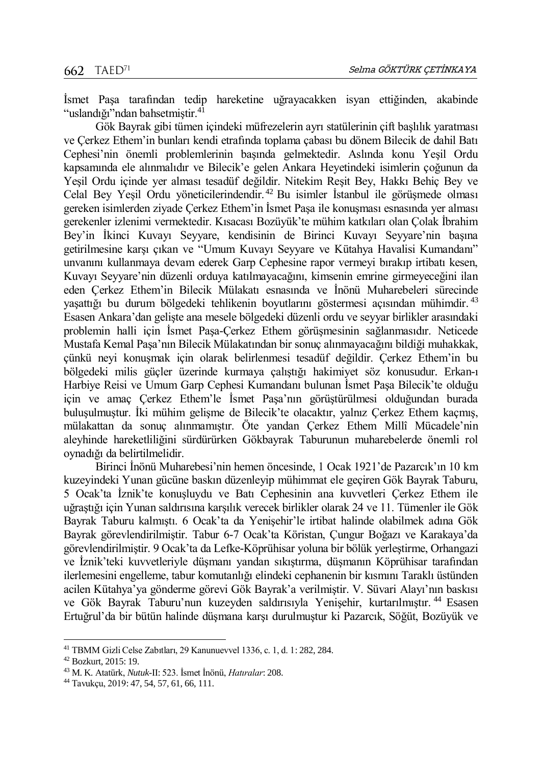İsmet Paşa tarafından tedip hareketine uğrayacakken isyan ettiğinden, akabinde "uslandığı"ndan bahsetmiştir.[41]

Gök Bayrak gibi tümen içindeki müfrezelerin ayrı statülerinin çift başlılık yaratması ve Çerkez Ethem'in bunları kendi etrafında toplama çabası bu dönem Bilecik de dahil Batı Cephesi'nin önemli problemlerinin başında gelmektedir. Aslında konu Yeşil Ordu kapsamında ele alınmalıdır ve Bilecik'e gelen Ankara Heyetindeki isimlerin çoğunun da Yeşil Ordu içinde yer alması tesadüf değildir. Nitekim Reşit Bey, Hakkı Behiç Bey ve Celal Bey Yeşil Ordu yöneticilerindendir.[42] Bu isimler İstanbul ile görüşmede olması gereken isimlerden ziyade Çerkez Ethem'in İsmet Paşa ile konuşması esnasında yer alması gerekenler izlenimi vermektedir. Kısacası Bozüyük'te mühim katkıları olan Çolak İbrahim Bey'in İkinci Kuvayı Seyyare, kendisinin de Birinci Kuvayı Seyyare'nin başına getirilmesine karşı çıkan ve "Umum Kuvayı Seyyare ve Kütahya Havalisi Kumandanı" unvanını kullanmaya devam ederek Garp Cephesine rapor vermeyi bırakıp irtibatı kesen, Kuvayı Seyyare'nin düzenli orduya katılmayacağını, kimsenin emrine girmeyeceğini ilan eden Çerkez Ethem'in Bilecik Mülakatı esnasında ve İnönü Muharebeleri sürecinde yaşattığı bu durum bölgedeki tehlikenin boyutlarını göstermesi açısından mühimdir.[43] Esasen Ankara'dan gelişte ana mesele bölgedeki düzenli ordu ve seyyar birlikler arasındaki problemin halli için İsmet Paşa-Çerkez Ethem görüşmesinin sağlanmasıdır. Neticede Mustafa Kemal Paşa'nın Bilecik Mülakatından bir sonuç alınmayacağını bildiği muhakkak, çünkü neyi konuşmak için olarak belirlenmesi tesadüf değildir. Çerkez Ethem'in bu bölgedeki milis güçler üzerinde kurmaya çalıştığı hakimiyet söz konusudur. Erkan-ı Harbiye Reisi ve Umum Garp Cephesi Kumandanı bulunan İsmet Paşa Bilecik'te olduğu için ve amaç Çerkez Ethem'le İsmet Paşa'nın görüştürülmesi olduğundan burada buluşulmuştur. İki mühim gelişme de Bilecik'te olacaktır, yalnız Çerkez Ethem kaçmış, mülakattan da sonuç alınmamıştır. Öte yandan Çerkez Ethem Millî Mücadele'nin aleyhinde hareketliliğini sürdürürken Gökbayrak Taburunun muharebelerde önemli rol oynadığı da belirtilmelidir.

Birinci İnönü Muharebesi'nin hemen öncesinde, 1 Ocak 1921'de Pazarcık'ın 10 km kuzeyindeki Yunan gücüne baskın düzenleyip mühimmat ele geçiren Gök Bayrak Taburu, 5 Ocak'ta İznik'te konuşluydu ve Batı Cephesinin ana kuvvetleri Çerkez Ethem ile uğraştığı için Yunan saldırısına karşılık verecek birlikler olarak 24 ve 11. Tümenler ile Gök Bayrak Taburu kalmıştı. 6 Ocak'ta da Yenişehir'le irtibat halinde olabilmek adına Gök Bayrak görevlendirilmiştir. Tabur 6-7 Ocak'ta Köristan, Çungur Boğazı ve Karakaya'da görevlendirilmiştir. 9 Ocak'ta da Lefke-Köprühisar yoluna bir bölük yerleştirme, Orhangazi ve İznik'teki kuvvetleriyle düşmanı yandan sıkıştırma, düşmanın Köprühisar tarafından ilerlemesini engelleme, tabur komutanlığı elindeki cephanenin bir kısmını Taraklı üstünden acilen Kütahya'ya gönderme görevi Gök Bayrak'a verilmiştir. V. Süvari Alayı'nın baskısı ve Gök Bayrak Taburu'nun kuzeyden saldırısıyla Yenişehir, kurtarılmıştır.[44] Esasen Ertuğrul'da bir bütün halinde düşmana karşı durulmuştur ki Pazarcık, Söğüt, Bozüyük ve

---

[41] TBMM Gizli Celse Zabıtları, 29 Kanunuevvel 1336, c. 1, d. 1: 282, 284.

[42] Bozkurt, 2015: 19.

[43] M. K. Atatürk, *Nutuk*-II: 523. İsmet İnönü, *Hatıralar*: 208.

[44] Tavukçu, 2019: 47, 54, 57, 61, 66, 111.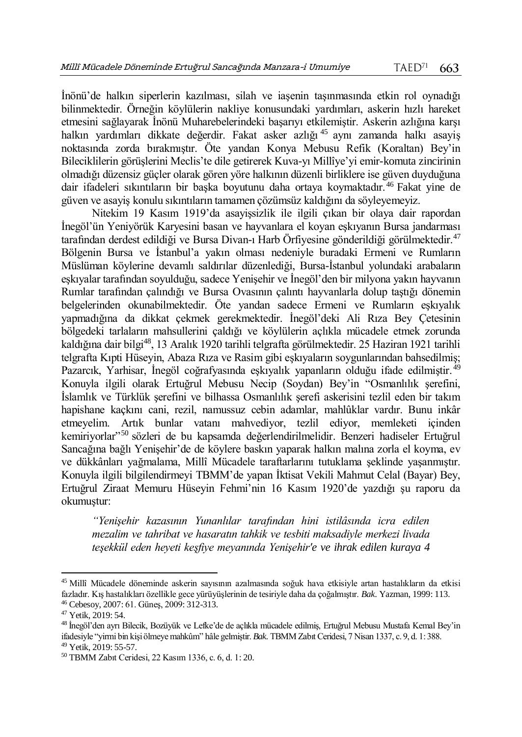İnönü'de halkın siperlerin kazılması, silah ve iaşenin taşınmasında etkin rol oynadığı bilinmektedir. Örneğin köylülerin nakliye konusundaki yardımları, askerin hızlı hareket etmesini sağlayarak İnönü Muharebelerindeki başarıyı etkilemiştir. Askerin azlığına karşı halkın yardımları dikkate değerdir. Fakat asker azlığı[45] aynı zamanda halkı asayiş noktasında zorda bırakmıştır. Öte yandan Konya Mebusu Refik (Koraltan) Bey'in Bileciklilerin görüşlerini Meclis'te dile getirerek Kuva-yı Millîye'yi emir-komuta zincirinin olmadığı düzensiz güçler olarak gören yöre halkının düzenli birliklere ise güven duyduğuna dair ifadeleri sıkıntıların bir başka boyutunu daha ortaya koymaktadır.[46] Fakat yine de güven ve asayiş konulu sıkıntıların tamamen çözümsüz kaldığını da söyleyemeyiz.

Nitekim 19 Kasım 1919'da asayişsizlik ile ilgili çıkan bir olaya dair rapordan İnegöl'ün Yeniyörük Karyesini basan ve hayvanlara el koyan eşkıyanın Bursa jandarması tarafından derdest edildiği ve Bursa Divan-ı Harb Örfiyesine gönderildiği görülmektedir.[47] Bölgenin Bursa ve İstanbul'a yakın olması nedeniyle buradaki Ermeni ve Rumların Müslüman köylerine devamlı saldırılar düzenlediği, Bursa-İstanbul yolundaki arabaların eşkıyalar tarafından soyulduğu, sadece Yenişehir ve İnegöl'den bir milyona yakın hayvanın Rumlar tarafından çalındığı ve Bursa Ovasının çalıntı hayvanlarla dolup taştığı dönemin belgelerinden okunabilmektedir. Öte yandan sadece Ermeni ve Rumların eşkıyalık yapmadığına da dikkat çekmek gerekmektedir. İnegöl'deki Ali Rıza Bey Çetesinin bölgedeki tarlaların mahsullerini çaldığı ve köylülerin açlıkla mücadele etmek zorunda kaldığına dair bilgi[48], 13 Aralık 1920 tarihli telgrafta görülmektedir. 25 Haziran 1921 tarihli telgrafta Kıpti Hüseyin, Abaza Rıza ve Rasim gibi eşkıyaların soygunlarından bahsedilmiş; Pazarcık, Yarhisar, İnegöl coğrafyasında eşkıyalık yapanların olduğu ifade edilmiştir.[49] Konuyla ilgili olarak Ertuğrul Mebusu Necip (Soydan) Bey'in "Osmanlılık şerefini, İslamlık ve Türklük şerefini ve bilhassa Osmanlılık şerefi askerisini tezlil eden bir takım hapishane kaçkını cani, rezil, namussuz cebin adamlar, mahlûklar vardır. Bunu inkâr etmeyelim. Artık bunlar vatanı mahvediyor, tezlil ediyor, memleketi içinden kemiriyorlar"[50] sözleri de bu kapsamda değerlendirilmelidir. Benzeri hadiseler Ertuğrul Sancağına bağlı Yenişehir'de de köylere baskın yaparak halkın malına zorla el koyma, ev ve dükkânları yağmalama, Millî Mücadele taraftarlarını tutuklama şeklinde yaşanmıştır. Konuyla ilgili bilgilendirmeyi TBMM'de yapan İktisat Vekili Mahmut Celal (Bayar) Bey, Ertuğrul Ziraat Memuru Hüseyin Fehmi'nin 16 Kasım 1920'de yazdığı şu raporu da okumuştur:

> *"Yenişehir kazasının Yunanlılar tarafından hini istilâsında icra edilen mezalim ve tahribat ve hasaratın tahkik ve tesbiti maksadiyle merkezi livada teşekkül eden heyeti keşfiye meyanında Yenişehir'e ve ihrak edilen kuraya 4*

---

[45] Millî Mücadele döneminde askerin sayısının azalmasında soğuk hava etkisiyle artan hastalıkların da etkisi fazladır. Kış hastalıkları özellikle gece yürüyüşlerinin de tesiriyle daha da çoğalmıştır. *Bak*. Yazman, 1999: 113.

[46] Cebesoy, 2007: 61. Güneş, 2009: 312-313.

[47] Yetik, 2019: 54.

[48] İnegöl'den ayrı Bilecik, Bozüyük ve Lefke'de de açlıkla mücadele edilmiş, Ertuğrul Mebusu Mustafa Kemal Bey'in ifadesiyle "yirmi bin kişi ölmeye mahkûm" hâle gelmiştir. *Bak*. TBMM Zabıt Ceridesi, 7 Nisan 1337, c. 9, d. 1: 388.

[49] Yetik, 2019: 55-57.

[50] TBMM Zabıt Ceridesi, 22 Kasım 1336, c. 6, d. 1: 20.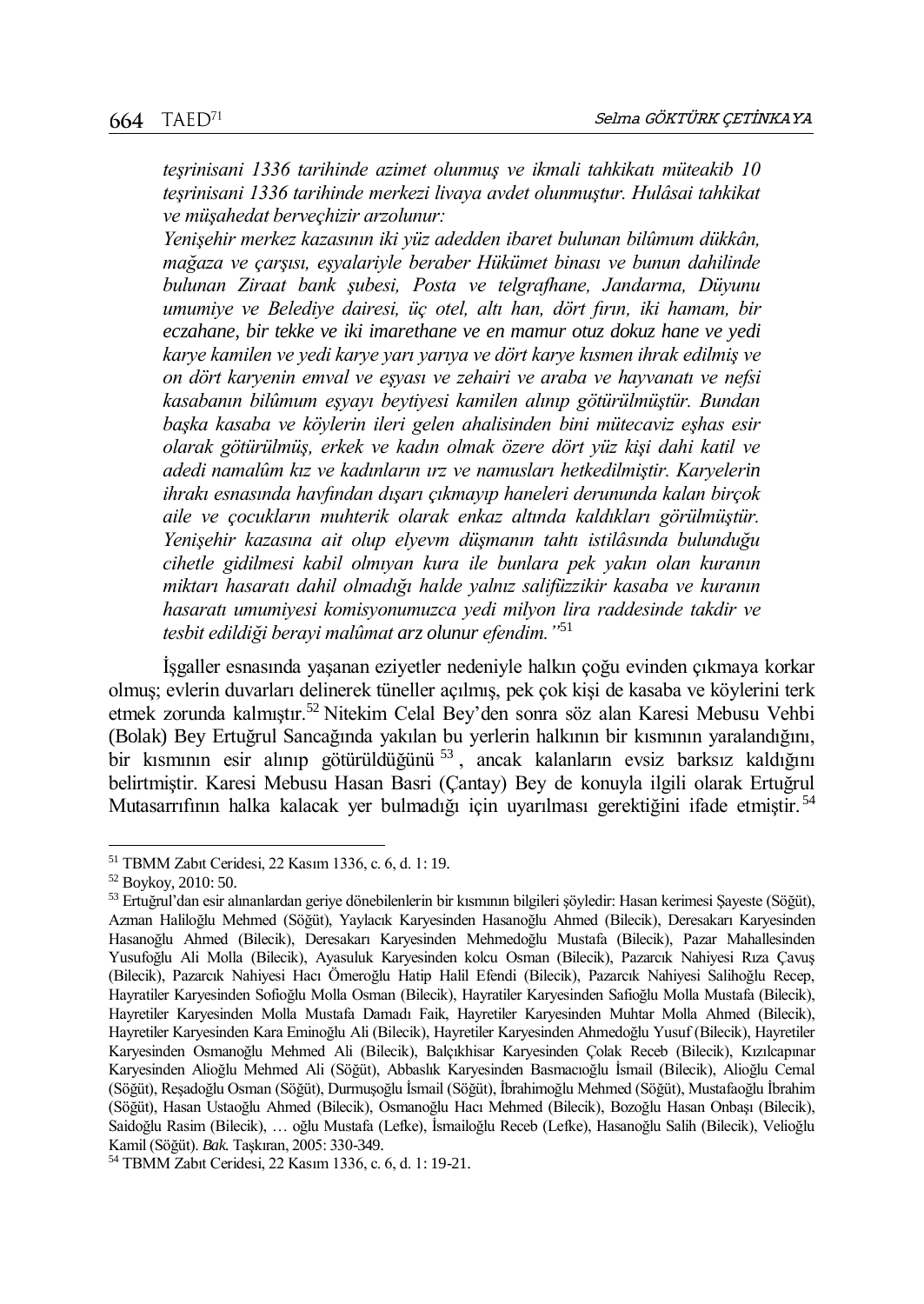*teşrinisani 1336 tarihinde azimet olunmuş ve ikmali tahkikatı müteakib 10 teşrinisani 1336 tarihinde merkezi livaya avdet olunmuştur. Hulâsai tahkikat ve müşahedat berveçhizir arzolunur:*

*Yenişehir merkez kazasının iki yüz adedden ibaret bulunan bilûmum dükkân, mağaza ve çarşısı, eşyalariyle beraber Hükümet binası ve bunun dahilinde bulunan Ziraat bank şubesi, Posta ve telgrafhane, Jandarma, Düyunu umumiye ve Belediye dairesi, üç otel, altı han, dört fırın, iki hamam, bir eczahane, bir tekke ve iki imarethane ve en mamur otuz dokuz hane ve yedi karye kamilen ve yedi karye yarı yarıya ve dört karye kısmen ihrak edilmiş ve on dört karyenin emval ve eşyası ve zehairi ve araba ve hayvanatı ve nefsi kasabanın bilûmum eşyayı beytiyesi kamilen alınıp götürülmüştür. Bundan başka kasaba ve köylerin ileri gelen ahalisinden bini mütecaviz eşhas esir olarak götürülmüş, erkek ve kadın olmak özere dört yüz kişi dahi katil ve adedi namalûm kız ve kadınların ırz ve namusları hetkedilmiştir. Karyelerin ihrakı esnasında havfından dışarı çıkmayıp haneleri derununda kalan birçok aile ve çocukların muhterik olarak enkaz altında kaldıkları görülmüştür. Yenişehir kazasına ait olup elyevm düşmanın tahtı istilâsında bulunduğu cihetle gidilmesi kabil olmıyan kura ile bunlara pek yakın olan kuranın miktarı hasaratı dahil olmadığı halde yalnız salifüzzikir kasaba ve kuranın hasaratı umumiyesi komisyonumuzca yedi milyon lira raddesinde takdir ve tesbit edildiği berayi malûmat arz olunur efendim."*[51]

İşgaller esnasında yaşanan eziyetler nedeniyle halkın çoğu evinden çıkmaya korkar olmuş; evlerin duvarları delinerek tüneller açılmış, pek çok kişi de kasaba ve köylerini terk etmek zorunda kalmıştır.[52] Nitekim Celal Bey'den sonra söz alan Karesi Mebusu Vehbi (Bolak) Bey Ertuğrul Sancağında yakılan bu yerlerin halkının bir kısmının yaralandığını, bir kısmının esir alınıp götürüldüğünü[53], ancak kalanların evsiz barksız kaldığını belirtmiştir. Karesi Mebusu Hasan Basri (Çantay) Bey de konuyla ilgili olarak Ertuğrul Mutasarrıfının halka kalacak yer bulmadığı için uyarılması gerektiğini ifade etmiştir.[54]

---

[51] TBMM Zabıt Ceridesi, 22 Kasım 1336, c. 6, d. 1: 19.

[52] Boykoy, 2010: 50.

[53] Ertuğrul'dan esir alınanlardan geriye dönebilenlerin bir kısmının bilgileri şöyledir: Hasan kerimesi Şayeste (Söğüt), Azman Haliloğlu Mehmed (Söğüt), Yaylacık Karyesinden Hasanoğlu Ahmed (Bilecik), Deresakarı Karyesinden Hasanoğlu Ahmed (Bilecik), Deresakarı Karyesinden Mehmedoğlu Mustafa (Bilecik), Pazar Mahallesinden Yusufoğlu Ali Molla (Bilecik), Ayasuluk Karyesinden kolcu Osman (Bilecik), Pazarcık Nahiyesi Rıza Çavuş (Bilecik), Pazarcık Nahiyesi Hacı Ömeroğlu Hatip Halil Efendi (Bilecik), Pazarcık Nahiyesi Salihoğlu Recep, Hayratiler Karyesinden Sofioğlu Molla Osman (Bilecik), Hayratiler Karyesinden Safioğlu Molla Mustafa (Bilecik), Hayretiler Karyesinden Molla Mustafa Damadı Faik, Hayretiler Karyesinden Muhtar Molla Ahmed (Bilecik), Hayretiler Karyesinden Kara Eminoğlu Ali (Bilecik), Hayretiler Karyesinden Ahmedoğlu Yusuf (Bilecik), Hayretiler Karyesinden Osmanoğlu Mehmed Ali (Bilecik), Balçıkhisar Karyesinden Çolak Receb (Bilecik), Kızılcapınar Karyesinden Alioğlu Mehmed Ali (Söğüt), Abbaslık Karyesinden Basmacıoğlu İsmail (Bilecik), Alioğlu Cemal (Söğüt), Reşadoğlu Osman (Söğüt), Durmuşoğlu İsmail (Söğüt), İbrahimoğlu Mehmed (Söğüt), Mustafaoğlu İbrahim (Söğüt), Hasan Ustaoğlu Ahmed (Bilecik), Osmanoğlu Hacı Mehmed (Bilecik), Bozoğlu Hasan Onbaşı (Bilecik), Saidoğlu Rasim (Bilecik), … oğlu Mustafa (Lefke), İsmailoğlu Receb (Lefke), Hasanoğlu Salih (Bilecik), Velioğlu Kamil (Söğüt). *Bak.* Taşkıran, 2005: 330-349.

[54] TBMM Zabıt Ceridesi, 22 Kasım 1336, c. 6, d. 1: 19-21.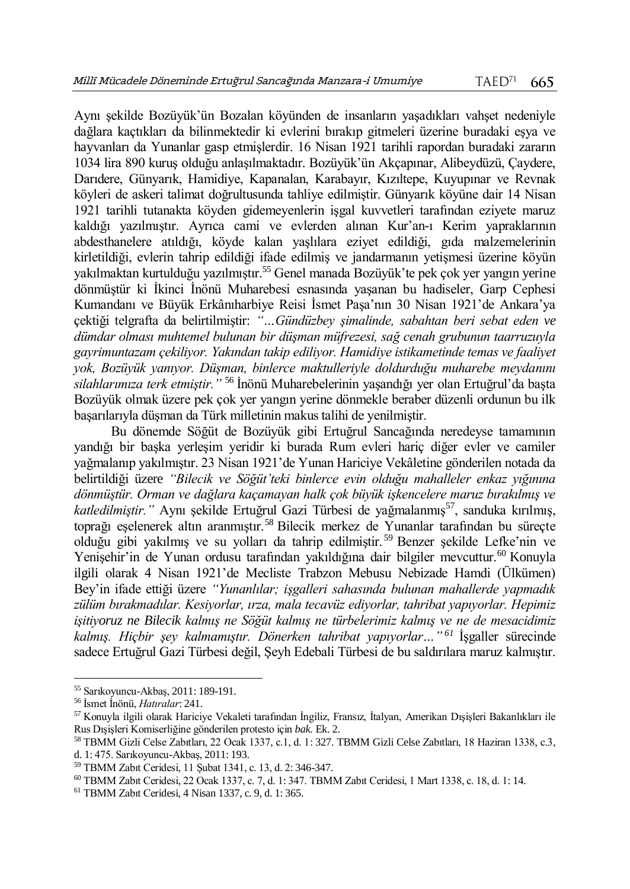Aynı şekilde Bozüyük'ün Bozalan köyünden de insanların yaşadıkları vahşet nedeniyle dağlara kaçtıkları da bilinmektedir ki evlerini bırakıp gitmeleri üzerine buradaki eşya ve hayvanları da Yunanlar gasp etmişlerdir. 16 Nisan 1921 tarihli rapordan buradaki zararın 1034 lira 890 kuruş olduğu anlaşılmaktadır. Bozüyük'ün Akçapınar, Alibeydüzü, Çaydere, Darıdere, Günyarık, Hamidiye, Kapanalan, Karabayır, Kızıltepe, Kuyupınar ve Revnak köyleri de askeri talimat doğrultusunda tahliye edilmiştir. Günyarık köyüne dair 14 Nisan 1921 tarihli tutanakta köyden gidemeyenlerin işgal kuvvetleri tarafından eziyete maruz kaldığı yazılmıştır. Ayrıca cami ve evlerden alınan Kur'an-ı Kerim yapraklarının abdesthanelere atıldığı, köyde kalan yaşlılara eziyet edildiği, gıda malzemelerinin kirletildiği, evlerin tahrip edildiği ifade edilmiş ve jandarmanın yetişmesi üzerine köyün yakılmaktan kurtulduğu yazılmıştır.[55] Genel manada Bozüyük'te pek çok yer yangın yerine dönmüştür ki İkinci İnönü Muharebesi esnasında yaşanan bu hadiseler, Garp Cephesi Kumandanı ve Büyük Erkânıharbiye Reisi İsmet Paşa'nın 30 Nisan 1921'de Ankara'ya çektiği telgrafta da belirtilmiştir: *"…Gündüzbey şimalinde, sabahtan beri sebat eden ve dümdar olması muhtemel bulunan bir düşman müfrezesi, sağ cenah grubunun taarruzuyla gayrimuntazam çekiliyor. Yakından takip ediliyor. Hamidiye istikametinde temas ve faaliyet yok, Bozüyük yanıyor. Düşman, binlerce maktulleriyle doldurduğu muharebe meydanını silahlarımıza terk etmiştir."* [56] İnönü Muharebelerinin yaşandığı yer olan Ertuğrul'da başta Bozüyük olmak üzere pek çok yer yangın yerine dönmekle beraber düzenli ordunun bu ilk başarılarıyla düşman da Türk milletinin makus talihi de yenilmiştir.

Bu dönemde Söğüt de Bozüyük gibi Ertuğrul Sancağında neredeyse tamamının yandığı bir başka yerleşim yeridir ki burada Rum evleri hariç diğer evler ve camiler yağmalanıp yakılmıştır. 23 Nisan 1921'de Yunan Hariciye Vekâletine gönderilen notada da belirtildiği üzere *"Bilecik ve Söğüt'teki binlerce evin olduğu mahalleler enkaz yığınına dönmüştür. Orman ve dağlara kaçamayan halk çok büyük işkencelere maruz bırakılmış ve katledilmiştir."* Aynı şekilde Ertuğrul Gazi Türbesi de yağmalanmış[57], sanduka kırılmış, toprağı eşelenerek altın aranmıştır.[58] Bilecik merkez de Yunanlar tarafından bu süreçte olduğu gibi yakılmış ve su yolları da tahrip edilmiştir.[59] Benzer şekilde Lefke'nin ve Yenişehir'in de Yunan ordusu tarafından yakıldığına dair bilgiler mevcuttur.[60] Konuyla ilgili olarak 4 Nisan 1921'de Mecliste Trabzon Mebusu Nebizade Hamdi (Ülkümen) Bey'in ifade ettiği üzere *"Yunanlılar; işgalleri sahasında bulunan mahallerde yapmadık zülüm bırakmadılar. Kesiyorlar, ırza, mala tecavüz ediyorlar, tahribat yapıyorlar. Hepimiz işitiyoruz ne Bilecik kalmış ne Söğüt kalmış ne türbelerimiz kalmış ve ne de mesacidimiz kalmış. Hiçbir şey kalmamıştır. Dönerken tahribat yapıyorlar…"* [61] İşgaller sürecinde sadece Ertuğrul Gazi Türbesi değil, Şeyh Edebali Türbesi de bu saldırılara maruz kalmıştır.

---

[55] Sarıkoyuncu-Akbaş, 2011: 189-191.

[56] İsmet İnönü, *Hatıralar*: 241.

[57] Konuyla ilgili olarak Hariciye Vekaleti tarafından İngiliz, Fransız, İtalyan, Amerikan Dışişleri Bakanlıkları ile Rus Dışişleri Komiserliğine gönderilen protesto için *bak.* Ek. 2.

[58] TBMM Gizli Celse Zabıtları, 22 Ocak 1337, c.1, d. 1: 327. TBMM Gizli Celse Zabıtları, 18 Haziran 1338, c.3, d. 1: 475. Sarıkoyuncu-Akbaş, 2011: 193.

[59] TBMM Zabıt Ceridesi, 11 Şubat 1341, c. 13, d. 2: 346-347.

[60] TBMM Zabıt Ceridesi, 22 Ocak 1337, c. 7, d. 1: 347. TBMM Zabıt Ceridesi, 1 Mart 1338, c. 18, d. 1: 14.

[61] TBMM Zabıt Ceridesi, 4 Nisan 1337, c. 9, d. 1: 365.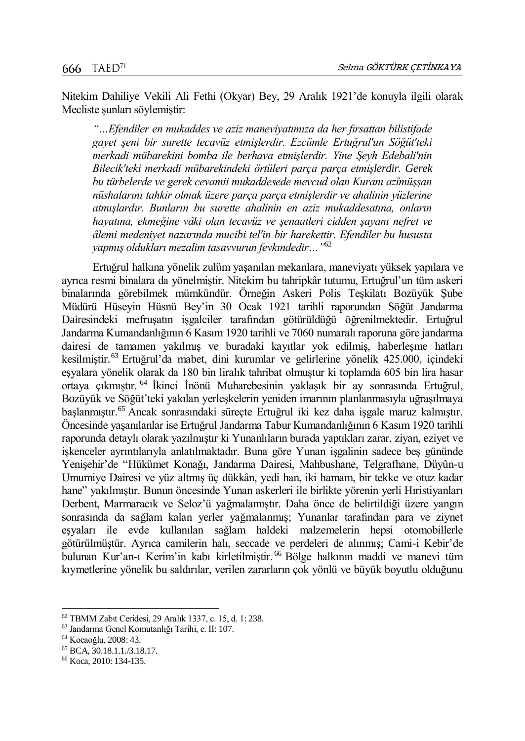Nitekim Dahiliye Vekili Ali Fethi (Okyar) Bey, 29 Aralık 1921'de konuyla ilgili olarak Mecliste şunları söylemiştir:

> *"…Efendiler en mukaddes ve aziz maneviyatımıza da her fırsattan bilistifade gayet şeni bir surette tecavüz etmişlerdir. Ezcümle Ertuğrul'un Söğüt'teki merkadi mübarekini bomba ile berhava etmişlerdir. Yine Şeyh Edebali'nin Bilecik'teki merkadi mübarekindeki örtüleri parça parça etmişlerdir. Gerek bu türbelerde ve gerek cevamii mukaddesede mevcud olan Kuranı azîmüşşan nüshalarını tahkir olmak üzere parça parça etmişlerdir ve ahalinin yüzlerine atmışlardır. Bunların bu surette ahalinin en aziz mukaddesatına, onların hayatına, ekmeğine vâki olan tecavüz ve şenaatleri cidden şayanı nefret ve âlemi medeniyet nazarında mucibi tel'in bir harekettir. Efendiler bu hususta yapmış oldukları mezalim tasavvurun fevkındedir…"*[62]

Ertuğrul halkına yönelik zulüm yaşanılan mekanlara, maneviyatı yüksek yapılara ve ayrıca resmi binalara da yönelmiştir. Nitekim bu tahripkâr tutumu, Ertuğrul'un tüm askeri binalarında görebilmek mümkündür. Örneğin Askeri Polis Teşkilatı Bozüyük Şube Müdürü Hüseyin Hüsnü Bey'in 30 Ocak 1921 tarihli raporundan Söğüt Jandarma Dairesindeki mefruşatın işgalciler tarafından götürüldüğü öğrenilmektedir. Ertuğrul Jandarma Kumandanlığının 6 Kasım 1920 tarihli ve 7060 numaralı raporuna göre jandarma dairesi de tamamen yakılmış ve buradaki kayıtlar yok edilmiş, haberleşme hatları kesilmiştir.[63] Ertuğrul'da mabet, dini kurumlar ve gelirlerine yönelik 425.000, içindeki eşyalara yönelik olarak da 180 bin liralık tahribat olmuştur ki toplamda 605 bin lira hasar ortaya çıkmıştır.[64] İkinci İnönü Muharebesinin yaklaşık bir ay sonrasında Ertuğrul, Bozüyük ve Söğüt'teki yakılan yerleşkelerin yeniden imarının planlanmasıyla uğraşılmaya başlanmıştır.[65] Ancak sonrasındaki süreçte Ertuğrul iki kez daha işgale maruz kalmıştır. Öncesinde yaşanılanlar ise Ertuğrul Jandarma Tabur Kumandanlığının 6 Kasım 1920 tarihli raporunda detaylı olarak yazılmıştır ki Yunanlıların burada yaptıkları zarar, ziyan, eziyet ve işkenceler ayrıntılarıyla anlatılmaktadır. Buna göre Yunan işgalinin sadece beş gününde Yenişehir'de "Hükümet Konağı, Jandarma Dairesi, Mahbushane, Telgrafhane, Düyûn-u Umumiye Dairesi ve yüz altmış üç dükkân, yedi han, iki hamam, bir tekke ve otuz kadar hane" yakılmıştır. Bunun öncesinde Yunan askerleri ile birlikte yörenin yerli Hıristiyanları Derbent, Marmaracık ve Seloz'ü yağmalamıştır. Daha önce de belirtildiği üzere yangın sonrasında da sağlam kalan yerler yağmalanmış; Yunanlar tarafından para ve ziynet eşyaları ile evde kullanılan sağlam haldeki malzemelerin hepsi otomobillerle götürülmüştür. Ayrıca camilerin halı, seccade ve perdeleri de alınmış; Cami-i Kebir'de bulunan Kur'an-ı Kerim'in kabı kirletilmiştir.[66] Bölge halkının maddi ve manevi tüm kıymetlerine yönelik bu saldırılar, verilen zararların çok yönlü ve büyük boyutlu olduğunu

---

[62] TBMM Zabıt Ceridesi, 29 Aralık 1337, c. 15, d. 1: 238.

[63] Jandarma Genel Komutanlığı Tarihi, c. II: 107.

[64] Kocaoğlu, 2008: 43.

[65] BCA, 30.18.1.1./3.18.17.

[66] Koca, 2010: 134-135.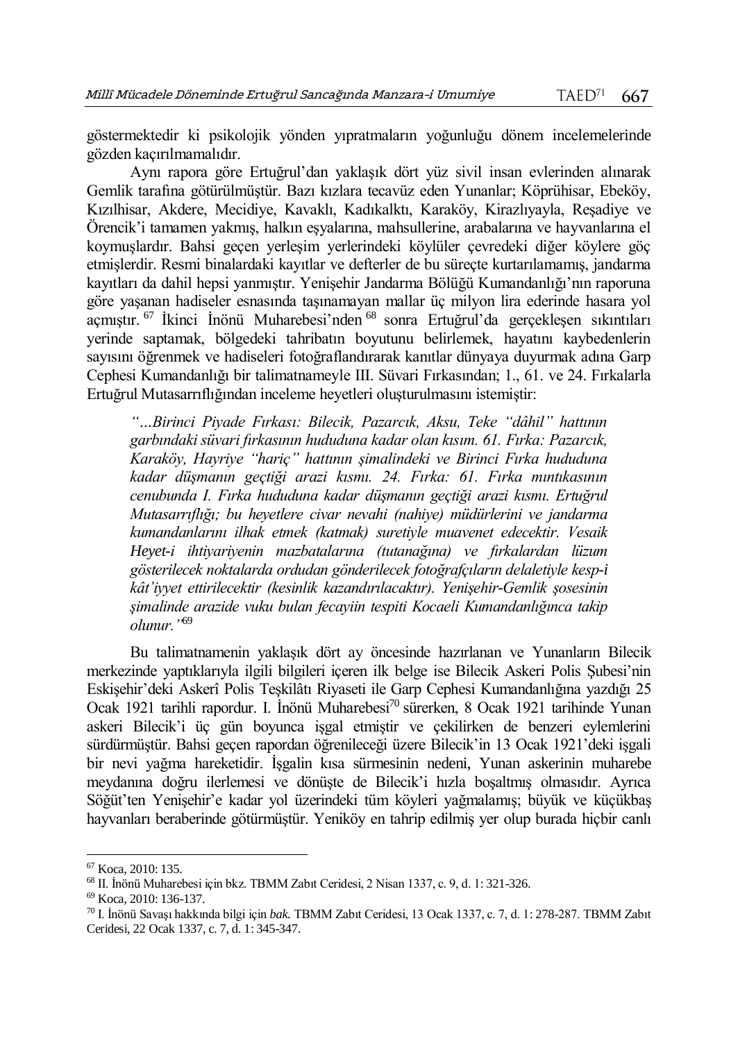göstermektedir ki psikolojik yönden yıpratmaların yoğunluğu dönem incelemelerinde gözden kaçırılmamalıdır.

Aynı rapora göre Ertuğrul'dan yaklaşık dört yüz sivil insan evlerinden alınarak Gemlik tarafına götürülmüştür. Bazı kızlara tecavüz eden Yunanlar; Köprühisar, Ebeköy, Kızılhisar, Akdere, Mecidiye, Kavaklı, Kadıkalktı, Karaköy, Kirazlıyayla, Reşadiye ve Örencik'i tamamen yakmış, halkın eşyalarına, mahsullerine, arabalarına ve hayvanlarına el koymuşlardır. Bahsi geçen yerleşim yerlerindeki köylüler çevredeki diğer köylere göç etmişlerdir. Resmi binalardaki kayıtlar ve defterler de bu süreçte kurtarılamamış, jandarma kayıtları da dahil hepsi yanmıştır. Yenişehir Jandarma Bölüğü Kumandanlığı'nın raporuna göre yaşanan hadiseler esnasında taşınamayan mallar üç milyon lira ederinde hasara yol açmıştır.[67] İkinci İnönü Muharebesi'nden[68] sonra Ertuğrul'da gerçekleşen sıkıntıları yerinde saptamak, bölgedeki tahribatın boyutunu belirlemek, hayatını kaybedenlerin sayısını öğrenmek ve hadiseleri fotoğraflandırarak kanıtlar dünyaya duyurmak adına Garp Cephesi Kumandanlığı bir talimatnameyle III. Süvari Fırkasından; 1., 61. ve 24. Fırkalarla Ertuğrul Mutasarrıflığından inceleme heyetleri oluşturulmasını istemiştir:

> *"…Birinci Piyade Fırkası: Bilecik, Pazarcık, Aksu, Teke "dâhil" hattının garbındaki süvari fırkasının hududuna kadar olan kısım. 61. Fırka: Pazarcık, Karaköy, Hayriye "hariç" hattının şimalindeki ve Birinci Fırka hududuna kadar düşmanın geçtiği arazi kısmı. 24. Fırka: 61. Fırka mıntıkasının cenubunda I. Fırka hududuna kadar düşmanın geçtiği arazi kısmı. Ertuğrul Mutasarrıflığı; bu heyetlere civar nevahi (nahiye) müdürlerini ve jandarma kumandanlarını ilhak etmek (katmak) suretiyle muavenet edecektir. Vesaik Heyet-i ihtiyariyenin mazbatalarına (tutanağına) ve fırkalardan lüzum gösterilecek noktalarda ordudan gönderilecek fotoğrafçıların delaletiyle kesp-i kât'iyyet ettirilecektir (kesinlik kazandırılacaktır). Yenişehir-Gemlik şosesinin şimalinde arazide vuku bulan fecayiin tespiti Kocaeli Kumandanlığınca takip olunur."*[69]

Bu talimatnamenin yaklaşık dört ay öncesinde hazırlanan ve Yunanların Bilecik merkezinde yaptıklarıyla ilgili bilgileri içeren ilk belge ise Bilecik Askeri Polis Şubesi'nin Eskişehir'deki Askerî Polis Teşkilâtı Riyaseti ile Garp Cephesi Kumandanlığına yazdığı 25 Ocak 1921 tarihli rapordur. I. İnönü Muharebesi[70] sürerken, 8 Ocak 1921 tarihinde Yunan askeri Bilecik'i üç gün boyunca işgal etmiştir ve çekilirken de benzeri eylemlerini sürdürmüştür. Bahsi geçen rapordan öğrenileceği üzere Bilecik'in 13 Ocak 1921'deki işgali bir nevi yağma hareketidir. İşgalin kısa sürmesinin nedeni, Yunan askerinin muharebe meydanına doğru ilerlemesi ve dönüşte de Bilecik'i hızla boşaltmış olmasıdır. Ayrıca Söğüt'ten Yenişehir'e kadar yol üzerindeki tüm köyleri yağmalamış; büyük ve küçükbaş hayvanları beraberinde götürmüştür. Yeniköy en tahrip edilmiş yer olup burada hiçbir canlı

---

[67] Koca, 2010: 135.

[68] II. İnönü Muharebesi için bkz. TBMM Zabıt Ceridesi, 2 Nisan 1337, c. 9, d. 1: 321-326.

[69] Koca, 2010: 136-137.

[70] I. İnönü Savaşı hakkında bilgi için *bak.* TBMM Zabıt Ceridesi, 13 Ocak 1337, c. 7, d. 1: 278-287. TBMM Zabıt Ceridesi, 22 Ocak 1337, c. 7, d. 1: 345-347.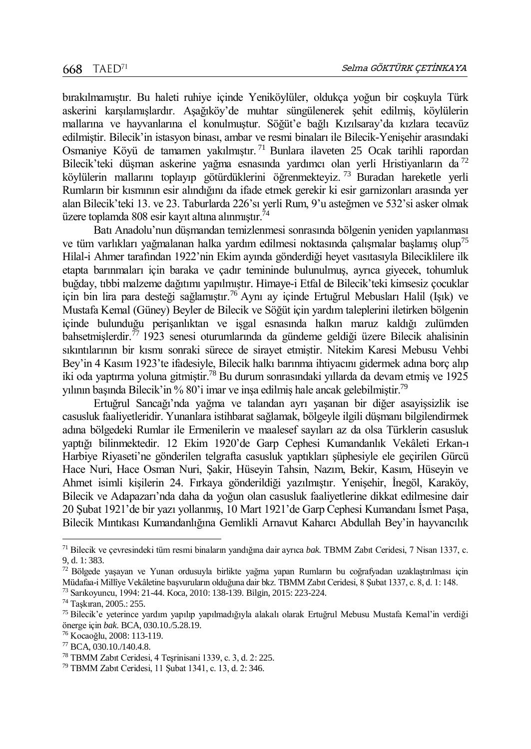bırakılmamıştır. Bu haleti ruhiye içinde Yeniköylüler, oldukça yoğun bir coşkuyla Türk askerini karşılamışlardır. Aşağıköy'de muhtar süngülenerek şehit edilmiş, köylülerin mallarına ve hayvanlarına el konulmuştur. Söğüt'e bağlı Kızılsaray'da kızlara tecavüz edilmiştir. Bilecik'in istasyon binası, ambar ve resmi binaları ile Bilecik-Yenişehir arasındaki Osmaniye Köyü de tamamen yakılmıştır.[71] Bunlara ilaveten 25 Ocak tarihli rapordan Bilecik'teki düşman askerine yağma esnasında yardımcı olan yerli Hristiyanların da[72] köylülerin mallarını toplayıp götürdüklerini öğrenmekteyiz.[73] Buradan hareketle yerli Rumların bir kısmının esir alındığını da ifade etmek gerekir ki esir garnizonları arasında yer alan Bilecik'teki 13. ve 23. Taburlarda 226'sı yerli Rum, 9'u asteğmen ve 532'si asker olmak üzere toplamda 808 esir kayıt altına alınmıştır.[74]

Batı Anadolu'nun düşmandan temizlenmesi sonrasında bölgenin yeniden yapılanması ve tüm varlıkları yağmalanan halka yardım edilmesi noktasında çalışmalar başlamış olup[75] Hilal-i Ahmer tarafından 1922'nin Ekim ayında gönderdiği heyet vasıtasıyla Bileciklilere ilk etapta barınmaları için baraka ve çadır temininde bulunulmuş, ayrıca giyecek, tohumluk buğday, tıbbi malzeme dağıtımı yapılmıştır. Himaye-i Etfal de Bilecik'teki kimsesiz çocuklar için bin lira para desteği sağlamıştır.[76] Aynı ay içinde Ertuğrul Mebusları Halil (Işık) ve Mustafa Kemal (Güney) Beyler de Bilecik ve Söğüt için yardım taleplerini iletirken bölgenin içinde bulunduğu perişanlıktan ve işgal esnasında halkın maruz kaldığı zulümden bahsetmişlerdir.[77] 1923 senesi oturumlarında da gündeme geldiği üzere Bilecik ahalisinin sıkıntılarının bir kısmı sonraki sürece de sirayet etmiştir. Nitekim Karesi Mebusu Vehbi Bey'in 4 Kasım 1923'te ifadesiyle, Bilecik halkı barınma ihtiyacını gidermek adına borç alıp iki oda yaptırma yoluna gitmiştir.[78] Bu durum sonrasındaki yıllarda da devam etmiş ve 1925 yılının başında Bilecik'in % 80'i imar ve inşa edilmiş hale ancak gelebilmiştir.[79]

Ertuğrul Sancağı'nda yağma ve talandan ayrı yaşanan bir diğer asayişsizlik ise casusluk faaliyetleridir. Yunanlara istihbarat sağlamak, bölgeyle ilgili düşmanı bilgilendirmek adına bölgedeki Rumlar ile Ermenilerin ve maalesef sayıları az da olsa Türklerin casusluk yaptığı bilinmektedir. 12 Ekim 1920'de Garp Cephesi Kumandanlık Vekâleti Erkan-ı Harbiye Riyaseti'ne gönderilen telgrafta casusluk yaptıkları şüphesiyle ele geçirilen Gürcü Hace Nuri, Hace Osman Nuri, Şakir, Hüseyin Tahsin, Nazım, Bekir, Kasım, Hüseyin ve Ahmet isimli kişilerin 24. Fırkaya gönderildiği yazılmıştır. Yenişehir, İnegöl, Karaköy, Bilecik ve Adapazarı'nda daha da yoğun olan casusluk faaliyetlerine dikkat edilmesine dair 20 Şubat 1921'de bir yazı yollanmış, 10 Mart 1921'de Garp Cephesi Kumandanı İsmet Paşa, Bilecik Mıntıkası Kumandanlığına Gemlikli Arnavut Kaharcı Abdullah Bey'in hayvancılık

---

[71] Bilecik ve çevresindeki tüm resmi binaların yandığına dair ayrıca *bak.* TBMM Zabıt Ceridesi, 7 Nisan 1337, c. 9, d. 1: 383.

[72] Bölgede yaşayan ve Yunan ordusuyla birlikte yağma yapan Rumların bu coğrafyadan uzaklaştırılması için Müdafaa-i Millîye Vekâletine başvuruların olduğuna dair bkz. TBMM Zabıt Ceridesi, 8 Şubat 1337, c. 8, d. 1: 148.

[73] Sarıkoyuncu, 1994: 21-44. Koca, 2010: 138-139. Bilgin, 2015: 223-224.

[74] Taşkıran, 2005.: 255.

[75] Bilecik'e yeterince yardım yapılıp yapılmadığıyla alakalı olarak Ertuğrul Mebusu Mustafa Kemal'in verdiği önerge için *bak.* BCA, 030.10./5.28.19.

[76] Kocaoğlu, 2008: 113-119.

[77] BCA, 030.10./140.4.8.

[78] TBMM Zabıt Ceridesi, 4 Teşrinisani 1339, c. 3, d. 2: 225.

[79] TBMM Zabıt Ceridesi, 11 Şubat 1341, c. 13, d. 2: 346.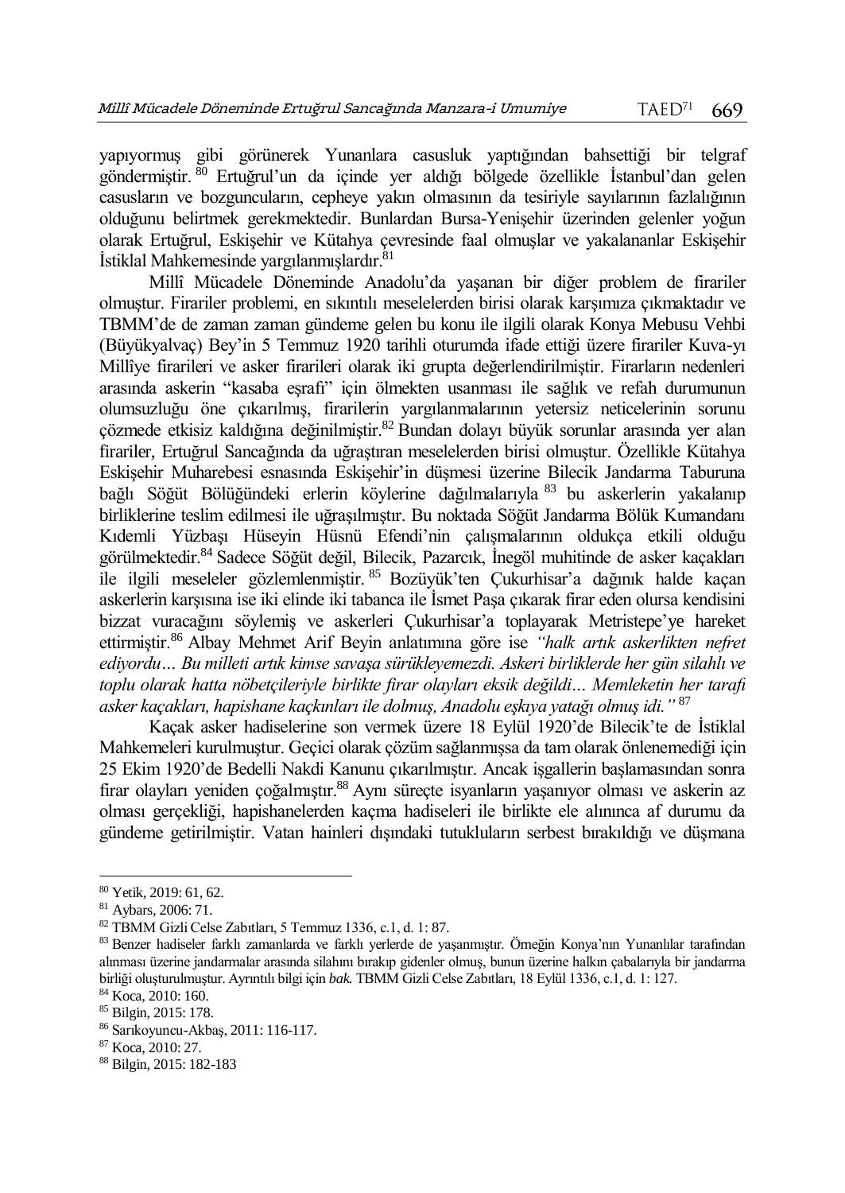yapıyormuş gibi görünerek Yunanlara casusluk yaptığından bahsettiği bir telgraf göndermiştir.[80] Ertuğrul'un da içinde yer aldığı bölgede özellikle İstanbul'dan gelen casusların ve bozguncuların, cepheye yakın olmasının da tesiriyle sayılarının fazlalığının olduğunu belirtmek gerekmektedir. Bunlardan Bursa-Yenişehir üzerinden gelenler yoğun olarak Ertuğrul, Eskişehir ve Kütahya çevresinde faal olmuşlar ve yakalananlar Eskişehir İstiklal Mahkemesinde yargılanmışlardır.[81]

Millî Mücadele Döneminde Anadolu'da yaşanan bir diğer problem de firariler olmuştur. Firariler problemi, en sıkıntılı meselelerden birisi olarak karşımıza çıkmaktadır ve TBMM'de de zaman zaman gündeme gelen bu konu ile ilgili olarak Konya Mebusu Vehbi (Büyükyalvaç) Bey'in 5 Temmuz 1920 tarihli oturumda ifade ettiği üzere firariler Kuva-yı Millîye firarileri ve asker firarileri olarak iki grupta değerlendirilmiştir. Firarların nedenleri arasında askerin "kasaba eşrafı" için ölmekten usanması ile sağlık ve refah durumunun olumsuzluğu öne çıkarılmış, firarilerin yargılanmalarının yetersiz neticelerinin sorunu çözmede etkisiz kaldığına değinilmiştir.[82] Bundan dolayı büyük sorunlar arasında yer alan firariler, Ertuğrul Sancağında da uğraştıran meselelerden birisi olmuştur. Özellikle Kütahya Eskişehir Muharebesi esnasında Eskişehir'in düşmesi üzerine Bilecik Jandarma Taburuna bağlı Söğüt Bölüğündeki erlerin köylerine dağılmalarıyla[83] bu askerlerin yakalanıp birliklerine teslim edilmesi ile uğraşılmıştır. Bu noktada Söğüt Jandarma Bölük Kumandanı Kıdemli Yüzbaşı Hüseyin Hüsnü Efendi'nin çalışmalarının oldukça etkili olduğu görülmektedir.[84] Sadece Söğüt değil, Bilecik, Pazarcık, İnegöl muhitinde de asker kaçakları ile ilgili meseleler gözlemlenmiştir.[85] Bozüyük'ten Çukurhisar'a dağınık halde kaçan askerlerin karşısına ise iki elinde iki tabanca ile İsmet Paşa çıkarak firar eden olursa kendisini bizzat vuracağını söylemiş ve askerleri Çukurhisar'a toplayarak Metristepe'ye hareket ettirmiştir.[86] Albay Mehmet Arif Beyin anlatımına göre ise *"halk artık askerlikten nefret ediyordu… Bu milleti artık kimse savaşa sürükleyemezdi. Askeri birliklerde her gün silahlı ve toplu olarak hatta nöbetçileriyle birlikte firar olayları eksik değildi… Memleketin her tarafı asker kaçakları, hapishane kaçkınları ile dolmuş, Anadolu eşkıya yatağı olmuş idi."*[87]

Kaçak asker hadiselerine son vermek üzere 18 Eylül 1920'de Bilecik'te de İstiklal Mahkemeleri kurulmuştur. Geçici olarak çözüm sağlanmışsa da tam olarak önlenemediği için 25 Ekim 1920'de Bedelli Nakdi Kanunu çıkarılmıştır. Ancak işgallerin başlamasından sonra firar olayları yeniden çoğalmıştır.[88] Aynı süreçte isyanların yaşanıyor olması ve askerin az olması gerçekliği, hapishanelerden kaçma hadiseleri ile birlikte ele alınınca af durumu da gündeme getirilmiştir. Vatan hainleri dışındaki tutukluların serbest bırakıldığı ve düşmana

---

[80] Yetik, 2019: 61, 62.

[81] Aybars, 2006: 71.

[82] TBMM Gizli Celse Zabıtları, 5 Temmuz 1336, c.1, d. 1: 87.

[83] Benzer hadiseler farklı zamanlarda ve farklı yerlerde de yaşanmıştır. Örneğin Konya'nın Yunanlılar tarafından alınması üzerine jandarmalar arasında silahını bırakıp gidenler olmuş, bunun üzerine halkın çabalarıyla bir jandarma birliği oluşturulmuştur. Ayrıntılı bilgi için *bak.* TBMM Gizli Celse Zabıtları, 18 Eylül 1336, c.1, d. 1: 127.

[84] Koca, 2010: 160.

[85] Bilgin, 2015: 178.

[86] Sarıkoyuncu-Akbaş, 2011: 116-117.

[87] Koca, 2010: 27.

[88] Bilgin, 2015: 182-183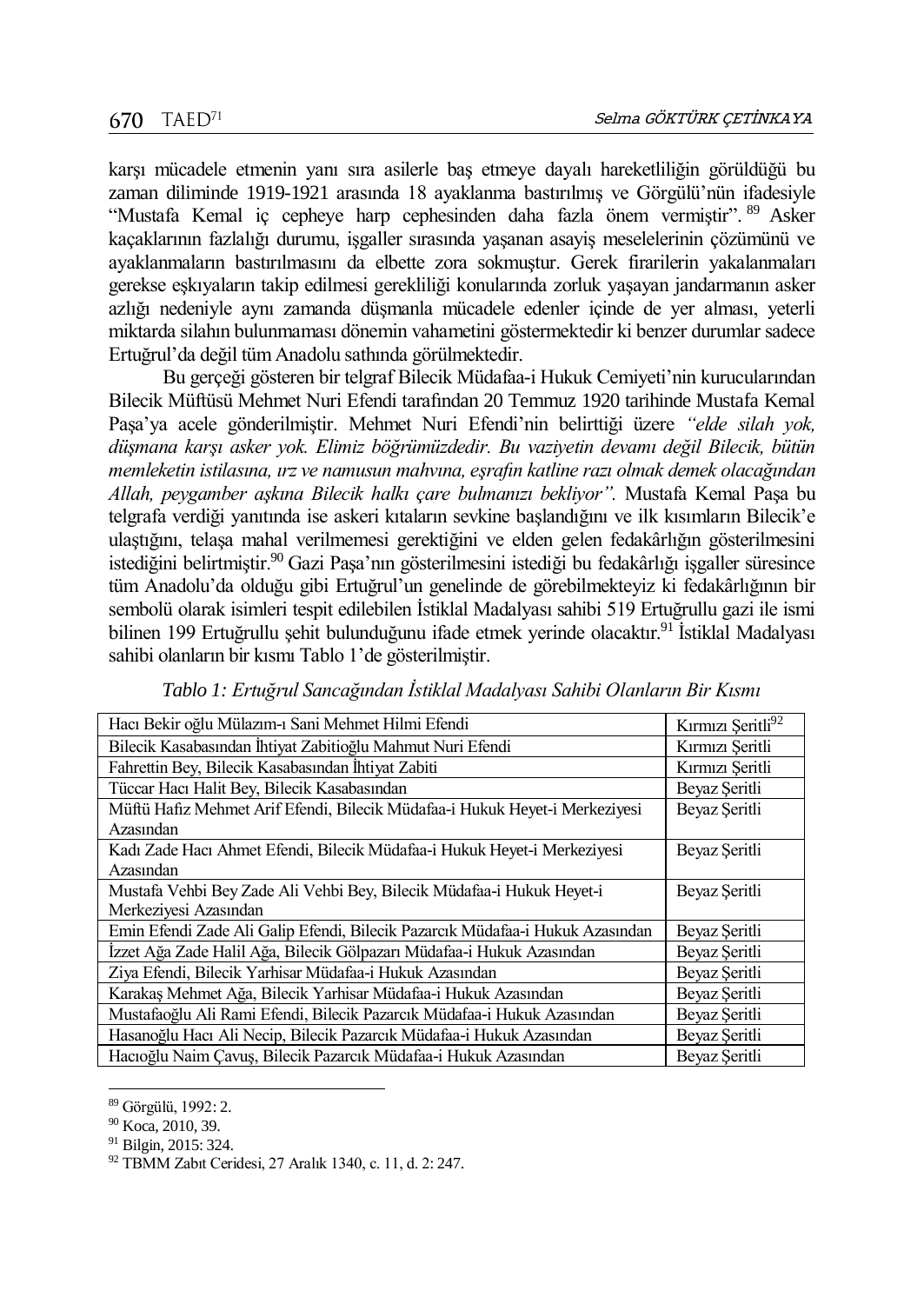karşı mücadele etmenin yanı sıra asilerle baş etmeye dayalı hareketliliğin görüldüğü bu zaman diliminde 1919-1921 arasında 18 ayaklanma bastırılmış ve Görgülü'nün ifadesiyle "Mustafa Kemal iç cepheye harp cephesinden daha fazla önem vermiştir".[89] Asker kaçaklarının fazlalığı durumu, işgaller sırasında yaşanan asayiş meselelerinin çözümünü ve ayaklanmaların bastırılmasını da elbette zora sokmuştur. Gerek firarilerin yakalanmaları gerekse eşkıyaların takip edilmesi gerekliliği konularında zorluk yaşayan jandarmanın asker azlığı nedeniyle aynı zamanda düşmanla mücadele edenler içinde de yer alması, yeterli miktarda silahın bulunmaması dönemin vahametini göstermektedir ki benzer durumlar sadece Ertuğrul'da değil tüm Anadolu sathında görülmektedir.

Bu gerçeği gösteren bir telgraf Bilecik Müdafaa-i Hukuk Cemiyeti'nin kurucularından Bilecik Müftüsü Mehmet Nuri Efendi tarafından 20 Temmuz 1920 tarihinde Mustafa Kemal Paşa'ya acele gönderilmiştir. Mehmet Nuri Efendi'nin belirttiği üzere *"elde silah yok, düşmana karşı asker yok. Elimiz böğrümüzdedir. Bu vaziyetin devamı değil Bilecik, bütün memleketin istilasına, ırz ve namusun mahvına, eşrafın katline razı olmak demek olacağından Allah, peygamber aşkına Bilecik halkı çare bulmanızı bekliyor".* Mustafa Kemal Paşa bu telgrafa verdiği yanıtında ise askeri kıtaların sevkine başlandığını ve ilk kısımların Bilecik'e ulaştığını, telaşa mahal verilmemesi gerektiğini ve elden gelen fedakârlığın gösterilmesini istediğini belirtmiştir.[90] Gazi Paşa'nın gösterilmesini istediği bu fedakârlığı işgaller süresince tüm Anadolu'da olduğu gibi Ertuğrul'un genelinde de görebilmekteyiz ki fedakârlığının bir sembolü olarak isimleri tespit edilebilen İstiklal Madalyası sahibi 519 Ertuğrullu gazi ile ismi bilinen 199 Ertuğrullu şehit bulunduğunu ifade etmek yerinde olacaktır.[91] İstiklal Madalyası sahibi olanların bir kısmı Tablo 1'de gösterilmiştir.

*Tablo 1: Ertuğrul Sancağından İstiklal Madalyası Sahibi Olanların Bir Kısmı*

| | |
|---|---|
| Hacı Bekir oğlu Mülazım-ı Sani Mehmet Hilmi Efendi | Kırmızı Şeritli[92] |
| Bilecik Kasabasından İhtiyat Zabitioğlu Mahmut Nuri Efendi | Kırmızı Şeritli |
| Fahrettin Bey, Bilecik Kasabasından İhtiyat Zabiti | Kırmızı Şeritli |
| Tüccar Hacı Halit Bey, Bilecik Kasabasından | Beyaz Şeritli |
| Müftü Hafız Mehmet Arif Efendi, Bilecik Müdafaa-i Hukuk Heyet-i Merkeziyesi Azasından | Beyaz Şeritli |
| Kadı Zade Hacı Ahmet Efendi, Bilecik Müdafaa-i Hukuk Heyet-i Merkeziyesi Azasından | Beyaz Şeritli |
| Mustafa Vehbi Bey Zade Ali Vehbi Bey, Bilecik Müdafaa-i Hukuk Heyet-i Merkeziyesi Azasından | Beyaz Şeritli |
| Emin Efendi Zade Ali Galip Efendi, Bilecik Pazarcık Müdafaa-i Hukuk Azasından | Beyaz Şeritli |
| İzzet Ağa Zade Halil Ağa, Bilecik Gölpazarı Müdafaa-i Hukuk Azasından | Beyaz Şeritli |
| Ziya Efendi, Bilecik Yarhisar Müdafaa-i Hukuk Azasından | Beyaz Şeritli |
| Karakaş Mehmet Ağa, Bilecik Yarhisar Müdafaa-i Hukuk Azasından | Beyaz Şeritli |
| Mustafaoğlu Ali Rami Efendi, Bilecik Pazarcık Müdafaa-i Hukuk Azasından | Beyaz Şeritli |
| Hasanoğlu Hacı Ali Necip, Bilecik Pazarcık Müdafaa-i Hukuk Azasından | Beyaz Şeritli |
| Hacıoğlu Naim Çavuş, Bilecik Pazarcık Müdafaa-i Hukuk Azasından | Beyaz Şeritli |

---

[89] Görgülü, 1992: 2.

[90] Koca, 2010, 39.

[91] Bilgin, 2015: 324.

[92] TBMM Zabıt Ceridesi, 27 Aralık 1340, c. 11, d. 2: 247.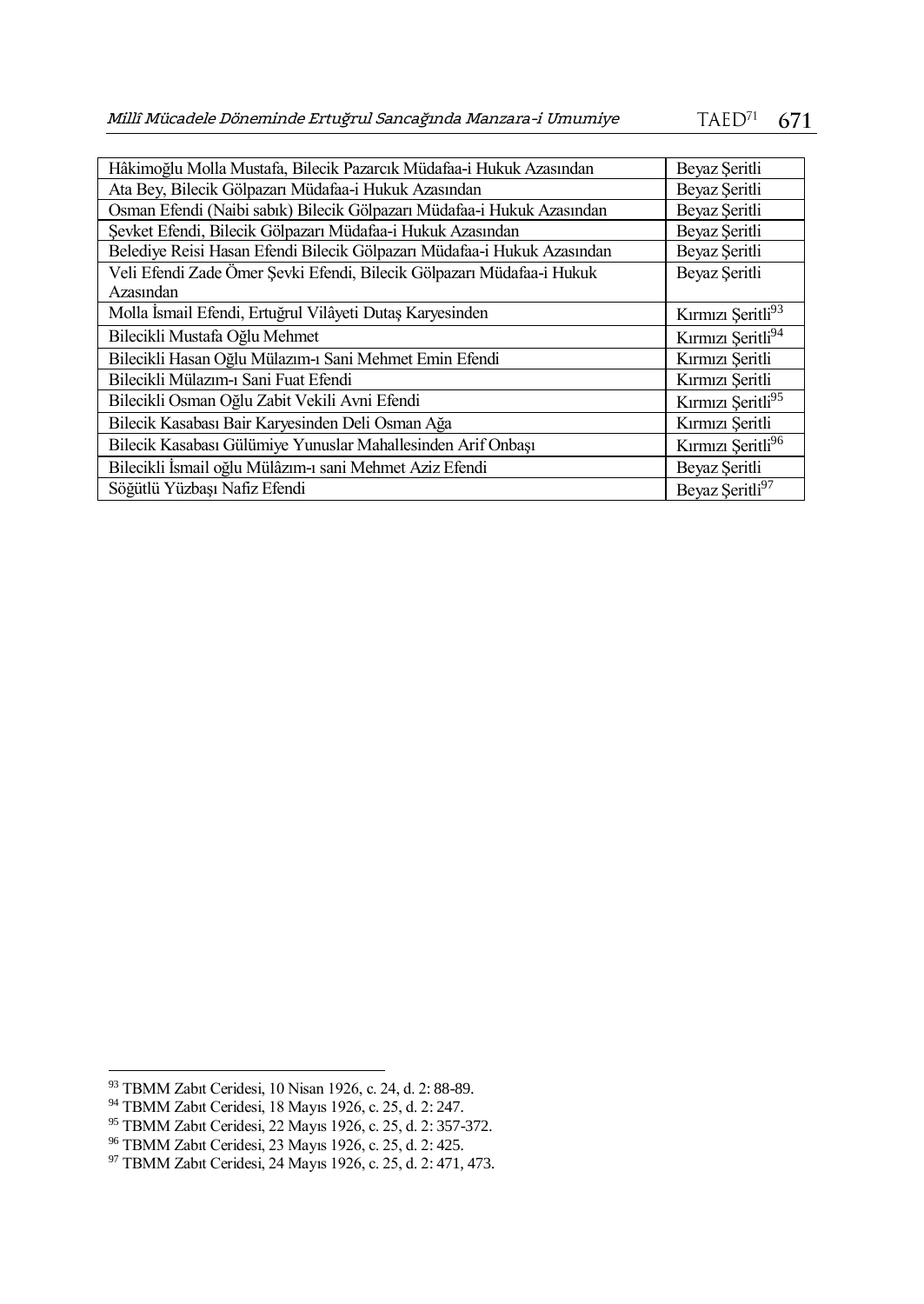| | |
|---|---|
| Hâkimoğlu Molla Mustafa, Bilecik Pazarcık Müdafaa-i Hukuk Azasından | Beyaz Şeritli |
| Ata Bey, Bilecik Gölpazarı Müdafaa-i Hukuk Azasından | Beyaz Şeritli |
| Osman Efendi (Naibi sabık) Bilecik Gölpazarı Müdafaa-i Hukuk Azasından | Beyaz Şeritli |
| Şevket Efendi, Bilecik Gölpazarı Müdafaa-i Hukuk Azasından | Beyaz Şeritli |
| Belediye Reisi Hasan Efendi Bilecik Gölpazarı Müdafaa-i Hukuk Azasından | Beyaz Şeritli |
| Veli Efendi Zade Ömer Şevki Efendi, Bilecik Gölpazarı Müdafaa-i Hukuk Azasından | Beyaz Şeritli |
| Molla İsmail Efendi, Ertuğrul Vilâyeti Dutaş Karyesinden | Kırmızı Şeritli[93] |
| Bilecikli Mustafa Oğlu Mehmet | Kırmızı Şeritli[94] |
| Bilecikli Hasan Oğlu Mülazım-ı Sani Mehmet Emin Efendi | Kırmızı Şeritli |
| Bilecikli Mülazım-ı Sani Fuat Efendi | Kırmızı Şeritli |
| Bilecikli Osman Oğlu Zabit Vekili Avni Efendi | Kırmızı Şeritli[95] |
| Bilecik Kasabası Bair Karyesinden Deli Osman Ağa | Kırmızı Şeritli |
| Bilecik Kasabası Gülümiye Yunuslar Mahallesinden Arif Onbaşı | Kırmızı Şeritli[96] |
| Bilecikli İsmail oğlu Mülâzım-ı sani Mehmet Aziz Efendi | Beyaz Şeritli |
| Söğütlü Yüzbaşı Nafiz Efendi | Beyaz Şeritli[97] |

[93] TBMM Zabıt Ceridesi, 10 Nisan 1926, c. 24, d. 2: 88-89.
[94] TBMM Zabıt Ceridesi, 18 Mayıs 1926, c. 25, d. 2: 247.
[95] TBMM Zabıt Ceridesi, 22 Mayıs 1926, c. 25, d. 2: 357-372.
[96] TBMM Zabıt Ceridesi, 23 Mayıs 1926, c. 25, d. 2: 425.
[97] TBMM Zabıt Ceridesi, 24 Mayıs 1926, c. 25, d. 2: 471, 473.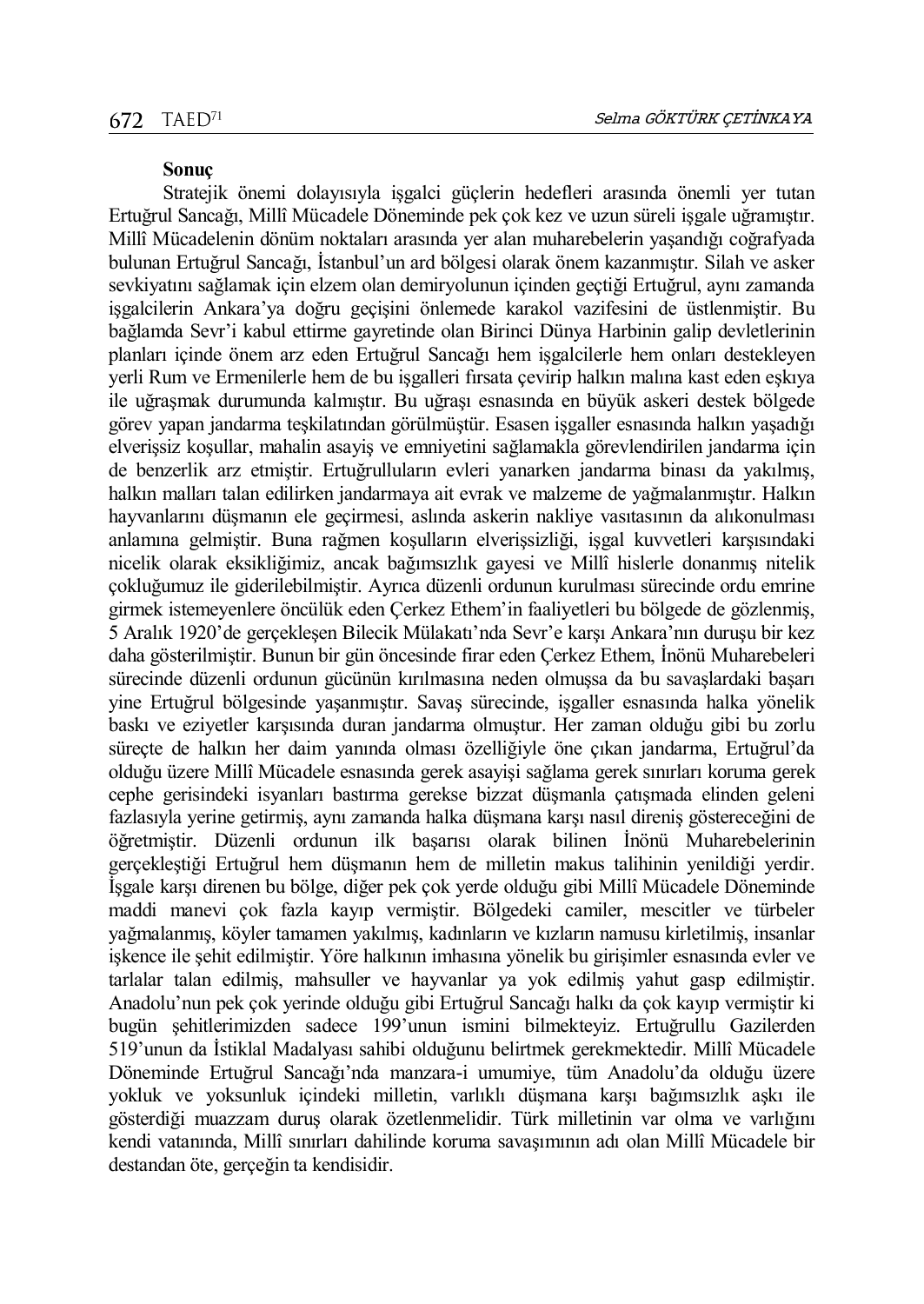**Sonuç**

Stratejik önemi dolayısıyla işgalci güçlerin hedefleri arasında önemli yer tutan Ertuğrul Sancağı, Millî Mücadele Döneminde pek çok kez ve uzun süreli işgale uğramıştır. Millî Mücadelenin dönüm noktaları arasında yer alan muharebelerin yaşandığı coğrafyada bulunan Ertuğrul Sancağı, İstanbul'un ard bölgesi olarak önem kazanmıştır. Silah ve asker sevkiyatını sağlamak için elzem olan demiryolunun içinden geçtiği Ertuğrul, aynı zamanda işgalcilerin Ankara'ya doğru geçişini önlemede karakol vazifesini de üstlenmiştir. Bu bağlamda Sevr'i kabul ettirme gayretinde olan Birinci Dünya Harbinin galip devletlerinin planları içinde önem arz eden Ertuğrul Sancağı hem işgalcilerle hem onları destekleyen yerli Rum ve Ermenilerle hem de bu işgalleri fırsata çevirip halkın malına kast eden eşkıya ile uğraşmak durumunda kalmıştır. Bu uğraşı esnasında en büyük askeri destek bölgede görev yapan jandarma teşkilatından görülmüştür. Esasen işgaller esnasında halkın yaşadığı elverişsiz koşullar, mahalin asayiş ve emniyetini sağlamakla görevlendirilen jandarma için de benzerlik arz etmiştir. Ertuğrulluların evleri yanarken jandarma binası da yakılmış, halkın malları talan edilirken jandarmaya ait evrak ve malzeme de yağmalanmıştır. Halkın hayvanlarını düşmanın ele geçirmesi, aslında askerin nakliye vasıtasının da alıkonulması anlamına gelmiştir. Buna rağmen koşulların elverişsizliği, işgal kuvvetleri karşısındaki nicelik olarak eksikliğimiz, ancak bağımsızlık gayesi ve Millî hislerle donanmış nitelik çokluğumuz ile giderilebilmiştir. Ayrıca düzenli ordunun kurulması sürecinde ordu emrine girmek istemeyenlere öncülük eden Çerkez Ethem'in faaliyetleri bu bölgede de gözlenmiş, 5 Aralık 1920'de gerçekleşen Bilecik Mülakatı'nda Sevr'e karşı Ankara'nın duruşu bir kez daha gösterilmiştir. Bunun bir gün öncesinde firar eden Çerkez Ethem, İnönü Muharebeleri sürecinde düzenli ordunun gücünün kırılmasına neden olmuşsa da bu savaşlardaki başarı yine Ertuğrul bölgesinde yaşanmıştır. Savaş sürecinde, işgaller esnasında halka yönelik baskı ve eziyetler karşısında duran jandarma olmuştur. Her zaman olduğu gibi bu zorlu süreçte de halkın her daim yanında olması özelliğiyle öne çıkan jandarma, Ertuğrul'da olduğu üzere Millî Mücadele esnasında gerek asayişi sağlama gerek sınırları koruma gerek cephe gerisindeki isyanları bastırma gerekse bizzat düşmanla çatışmada elinden geleni fazlasıyla yerine getirmiş, aynı zamanda halka düşmana karşı nasıl direniş göstereceğini de öğretmiştir. Düzenli ordunun ilk başarısı olarak bilinen İnönü Muharebelerinin gerçekleştiği Ertuğrul hem düşmanın hem de milletin makus talihinin yenildiği yerdir. İşgale karşı direnen bu bölge, diğer pek çok yerde olduğu gibi Millî Mücadele Döneminde maddi manevi çok fazla kayıp vermiştir. Bölgedeki camiler, mescitler ve türbeler yağmalanmış, köyler tamamen yakılmış, kadınların ve kızların namusu kirletilmiş, insanlar işkence ile şehit edilmiştir. Yöre halkının imhasına yönelik bu girişimler esnasında evler ve tarlalar talan edilmiş, mahsuller ve hayvanlar ya yok edilmiş yahut gasp edilmiştir. Anadolu'nun pek çok yerinde olduğu gibi Ertuğrul Sancağı halkı da çok kayıp vermiştir ki bugün şehitlerimizden sadece 199'unun ismini bilmekteyiz. Ertuğrullu Gazilerden 519'unun da İstiklal Madalyası sahibi olduğunu belirtmek gerekmektedir. Millî Mücadele Döneminde Ertuğrul Sancağı'nda manzara-i umumiye, tüm Anadolu'da olduğu üzere yokluk ve yoksunluk içindeki milletin, varlıklı düşmana karşı bağımsızlık aşkı ile gösterdiği muazzam duruş olarak özetlenmelidir. Türk milletinin var olma ve varlığını kendi vatanında, Millî sınırları dahilinde koruma savaşımının adı olan Millî Mücadele bir destandan öte, gerçeğin ta kendisidir.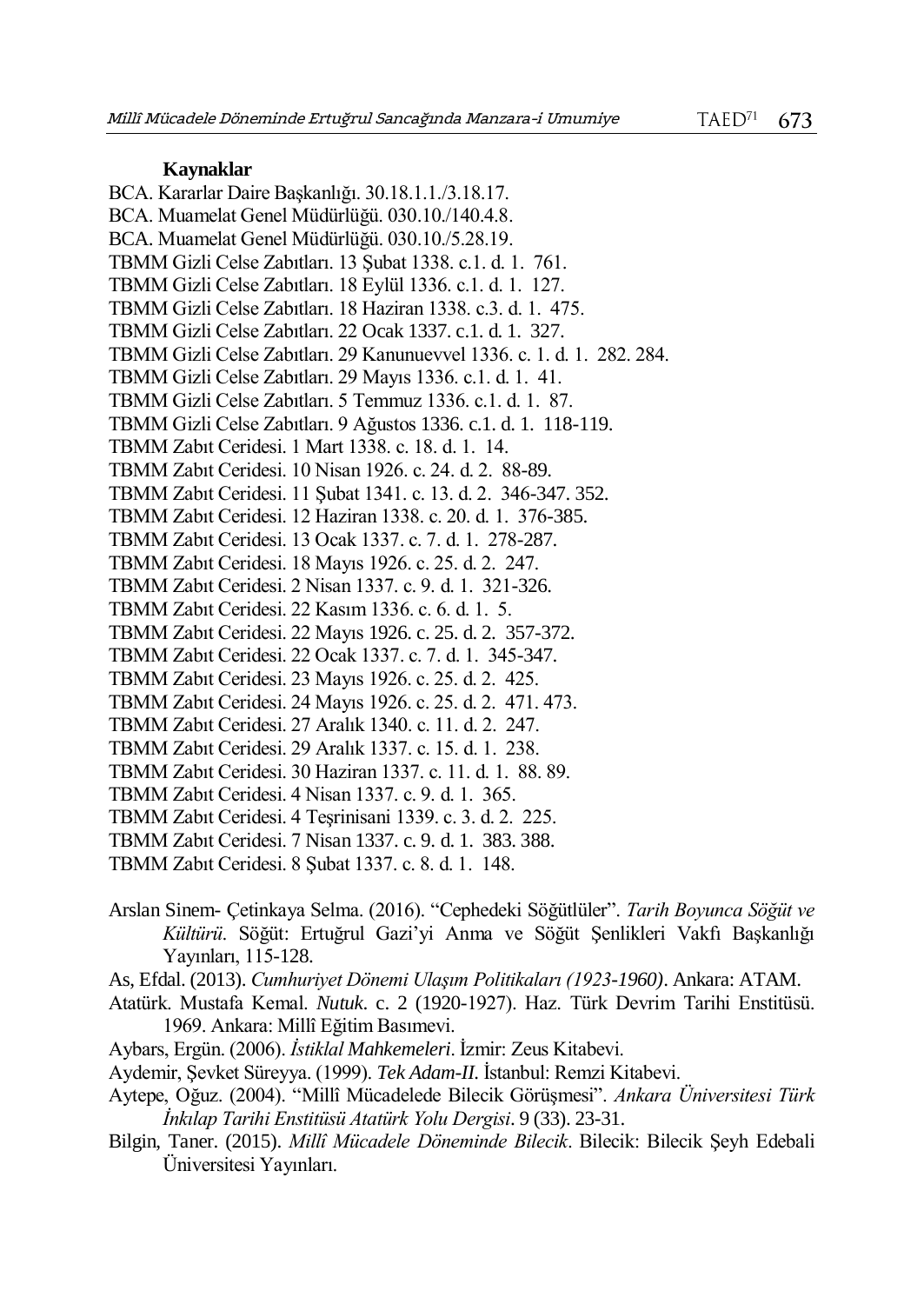**Kaynaklar**

BCA. Kararlar Daire Başkanlığı. 30.18.1.1./3.18.17.
BCA. Muamelat Genel Müdürlüğü. 030.10./140.4.8.
BCA. Muamelat Genel Müdürlüğü. 030.10./5.28.19.
TBMM Gizli Celse Zabıtları. 13 Şubat 1338. c.1. d. 1. 761.
TBMM Gizli Celse Zabıtları. 18 Eylül 1336. c.1. d. 1. 127.
TBMM Gizli Celse Zabıtları. 18 Haziran 1338. c.3. d. 1. 475.
TBMM Gizli Celse Zabıtları. 22 Ocak 1337. c.1. d. 1. 327.
TBMM Gizli Celse Zabıtları. 29 Kanunuevvel 1336. c. 1. d. 1. 282. 284.
TBMM Gizli Celse Zabıtları. 29 Mayıs 1336. c.1. d. 1. 41.
TBMM Gizli Celse Zabıtları. 5 Temmuz 1336. c.1. d. 1. 87.
TBMM Gizli Celse Zabıtları. 9 Ağustos 1336. c.1. d. 1. 118-119.
TBMM Zabıt Ceridesi. 1 Mart 1338. c. 18. d. 1. 14.
TBMM Zabıt Ceridesi. 10 Nisan 1926. c. 24. d. 2. 88-89.
TBMM Zabıt Ceridesi. 11 Şubat 1341. c. 13. d. 2. 346-347. 352.
TBMM Zabıt Ceridesi. 12 Haziran 1338. c. 20. d. 1. 376-385.
TBMM Zabıt Ceridesi. 13 Ocak 1337. c. 7. d. 1. 278-287.
TBMM Zabıt Ceridesi. 18 Mayıs 1926. c. 25. d. 2. 247.
TBMM Zabıt Ceridesi. 2 Nisan 1337. c. 9. d. 1. 321-326.
TBMM Zabıt Ceridesi. 22 Kasım 1336. c. 6. d. 1. 5.
TBMM Zabıt Ceridesi. 22 Mayıs 1926. c. 25. d. 2. 357-372.
TBMM Zabıt Ceridesi. 22 Ocak 1337. c. 7. d. 1. 345-347.
TBMM Zabıt Ceridesi. 23 Mayıs 1926. c. 25. d. 2. 425.
TBMM Zabıt Ceridesi. 24 Mayıs 1926. c. 25. d. 2. 471. 473.
TBMM Zabıt Ceridesi. 27 Aralık 1340. c. 11. d. 2. 247.
TBMM Zabıt Ceridesi. 29 Aralık 1337. c. 15. d. 1. 238.
TBMM Zabıt Ceridesi. 30 Haziran 1337. c. 11. d. 1. 88. 89.
TBMM Zabıt Ceridesi. 4 Nisan 1337. c. 9. d. 1. 365.
TBMM Zabıt Ceridesi. 4 Teşrinisani 1339. c. 3. d. 2. 225.
TBMM Zabıt Ceridesi. 7 Nisan 1337. c. 9. d. 1. 383. 388.
TBMM Zabıt Ceridesi. 8 Şubat 1337. c. 8. d. 1. 148.

Arslan Sinem- Çetinkaya Selma. (2016). "Cephedeki Söğütlüler". *Tarih Boyunca Söğüt ve Kültürü*. Söğüt: Ertuğrul Gazi'yi Anma ve Söğüt Şenlikleri Vakfı Başkanlığı Yayınları, 115-128.

As, Efdal. (2013). *Cumhuriyet Dönemi Ulaşım Politikaları (1923-1960)*. Ankara: ATAM.

Atatürk. Mustafa Kemal. *Nutuk*. c. 2 (1920-1927). Haz. Türk Devrim Tarihi Enstitüsü. 1969. Ankara: Millî Eğitim Basımevi.

Aybars, Ergün. (2006). *İstiklal Mahkemeleri*. İzmir: Zeus Kitabevi.

Aydemir, Şevket Süreyya. (1999). *Tek Adam-II*. İstanbul: Remzi Kitabevi.

Aytepe, Oğuz. (2004). "Millî Mücadelede Bilecik Görüşmesi". *Ankara Üniversitesi Türk İnkılap Tarihi Enstitüsü Atatürk Yolu Dergisi*. 9 (33). 23-31.

Bilgin, Taner. (2015). *Millî Mücadele Döneminde Bilecik*. Bilecik: Bilecik Şeyh Edebali Üniversitesi Yayınları.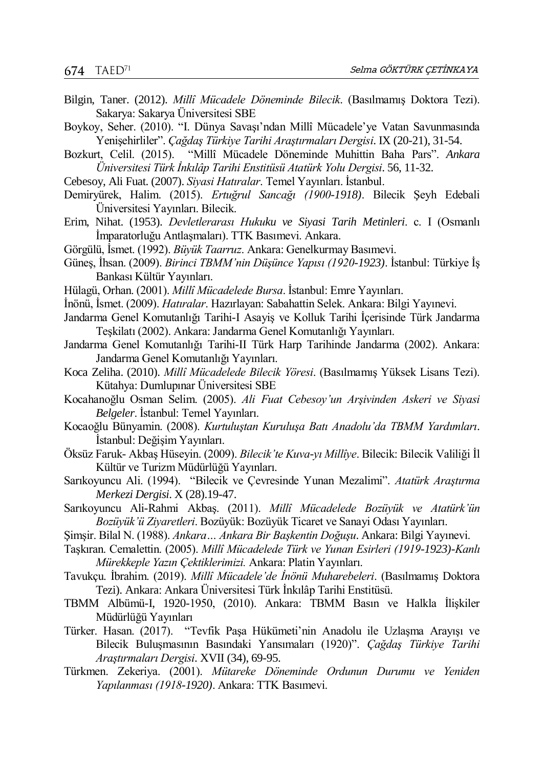Bilgin, Taner. (2012). *Millî Mücadele Döneminde Bilecik*. (Basılmamış Doktora Tezi). Sakarya: Sakarya Üniversitesi SBE

Boykoy, Seher. (2010). "I. Dünya Savaşı'ndan Millî Mücadele'ye Vatan Savunmasında Yenişehirliler". *Çağdaş Türkiye Tarihi Araştırmaları Dergisi*. IX (20-21), 31-54.

Bozkurt, Celil. (2015). "Millî Mücadele Döneminde Muhittin Baha Pars". *Ankara Üniversitesi Türk İnkılâp Tarihi Enstitüsü Atatürk Yolu Dergisi*. 56, 11-32.

Cebesoy, Ali Fuat. (2007). *Siyasi Hatıralar*. Temel Yayınları. İstanbul.

Demiryürek, Halim. (2015). *Ertuğrul Sancağı (1900-1918)*. Bilecik Şeyh Edebali Üniversitesi Yayınları. Bilecik.

Erim, Nihat. (1953). *Devletlerarası Hukuku ve Siyasi Tarih Metinleri*. c. I (Osmanlı İmparatorluğu Antlaşmaları). TTK Basımevi. Ankara.

Görgülü, İsmet. (1992). *Büyük Taarruz*. Ankara: Genelkurmay Basımevi.

Güneş, İhsan. (2009). *Birinci TBMM'nin Düşünce Yapısı (1920-1923)*. İstanbul: Türkiye İş Bankası Kültür Yayınları.

Hülagü, Orhan. (2001). *Millî Mücadelede Bursa*. İstanbul: Emre Yayınları.

İnönü, İsmet. (2009). *Hatıralar*. Hazırlayan: Sabahattin Selek. Ankara: Bilgi Yayınevi.

Jandarma Genel Komutanlığı Tarihi-I Asayiş ve Kolluk Tarihi İçerisinde Türk Jandarma Teşkilatı (2002). Ankara: Jandarma Genel Komutanlığı Yayınları.

Jandarma Genel Komutanlığı Tarihi-II Türk Harp Tarihinde Jandarma (2002). Ankara: Jandarma Genel Komutanlığı Yayınları.

Koca Zeliha. (2010). *Millî Mücadelede Bilecik Yöresi*. (Basılmamış Yüksek Lisans Tezi). Kütahya: Dumlupınar Üniversitesi SBE

Kocahanoğlu Osman Selim. (2005). *Ali Fuat Cebesoy'un Arşivinden Askeri ve Siyasi Belgeler*. İstanbul: Temel Yayınları.

Kocaoğlu Bünyamin. (2008). *Kurtuluştan Kuruluşa Batı Anadolu'da TBMM Yardımları*. İstanbul: Değişim Yayınları.

Öksüz Faruk- Akbaş Hüseyin. (2009). *Bilecik'te Kuva-yı Millîye*. Bilecik: Bilecik Valiliği İl Kültür ve Turizm Müdürlüğü Yayınları.

Sarıkoyuncu Ali. (1994). "Bilecik ve Çevresinde Yunan Mezalimi". *Atatürk Araştırma Merkezi Dergisi*. X (28).19-47.

Sarıkoyuncu Ali-Rahmi Akbaş. (2011). *Millî Mücadelede Bozüyük ve Atatürk'ün Bozüyük'ü Ziyaretleri*. Bozüyük: Bozüyük Ticaret ve Sanayi Odası Yayınları.

Şimşir. Bilal N. (1988). *Ankara… Ankara Bir Başkentin Doğuşu*. Ankara: Bilgi Yayınevi.

Taşkıran. Cemalettin. (2005). *Millî Mücadelede Türk ve Yunan Esirleri (1919-1923)-Kanlı Mürekkeple Yazın Çektiklerimizi.* Ankara: Platin Yayınları.

Tavukçu. İbrahim. (2019). *Millî Mücadele'de İnönü Muharebeleri*. (Basılmamış Doktora Tezi). Ankara: Ankara Üniversitesi Türk İnkılâp Tarihi Enstitüsü.

TBMM Albümü-I, 1920-1950, (2010). Ankara: TBMM Basın ve Halkla İlişkiler Müdürlüğü Yayınları

Türker. Hasan. (2017). "Tevfik Paşa Hükümeti'nin Anadolu ile Uzlaşma Arayışı ve Bilecik Buluşmasının Basındaki Yansımaları (1920)". *Çağdaş Türkiye Tarihi Araştırmaları Dergisi*. XVII (34), 69-95.

Türkmen. Zekeriya. (2001). *Mütareke Döneminde Ordunun Durumu ve Yeniden Yapılanması (1918-1920)*. Ankara: TTK Basımevi.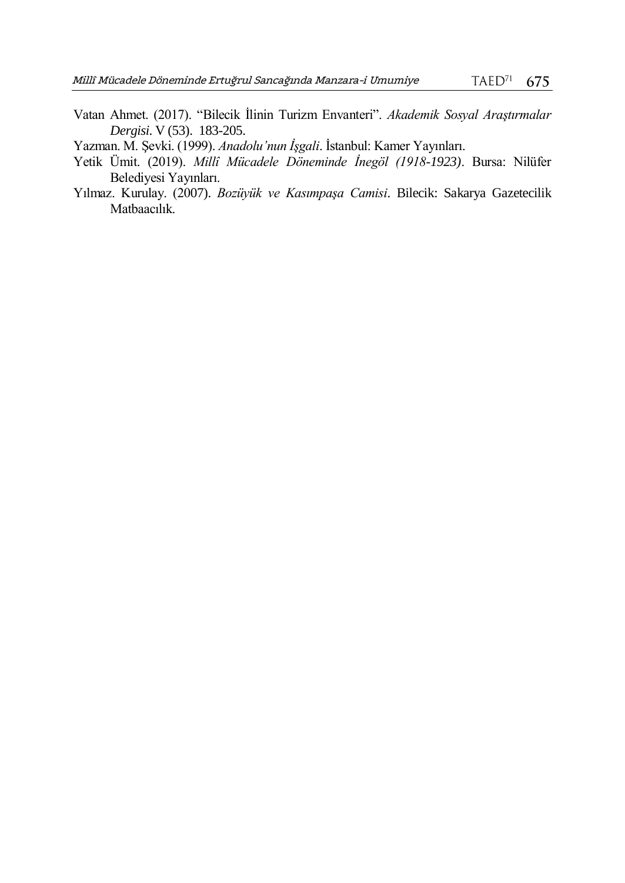Vatan Ahmet. (2017). “Bilecik İlinin Turizm Envanteri”. *Akademik Sosyal Araştırmalar Dergisi*. V (53). 183-205.

Yazman. M. Şevki. (1999). *Anadolu'nun İşgali*. İstanbul: Kamer Yayınları.

Yetik Ümit. (2019). *Millî Mücadele Döneminde İnegöl (1918-1923)*. Bursa: Nilüfer Belediyesi Yayınları.

Yılmaz. Kurulay. (2007). *Bozüyük ve Kasımpaşa Camisi*. Bilecik: Sakarya Gazetecilik Matbaacılık.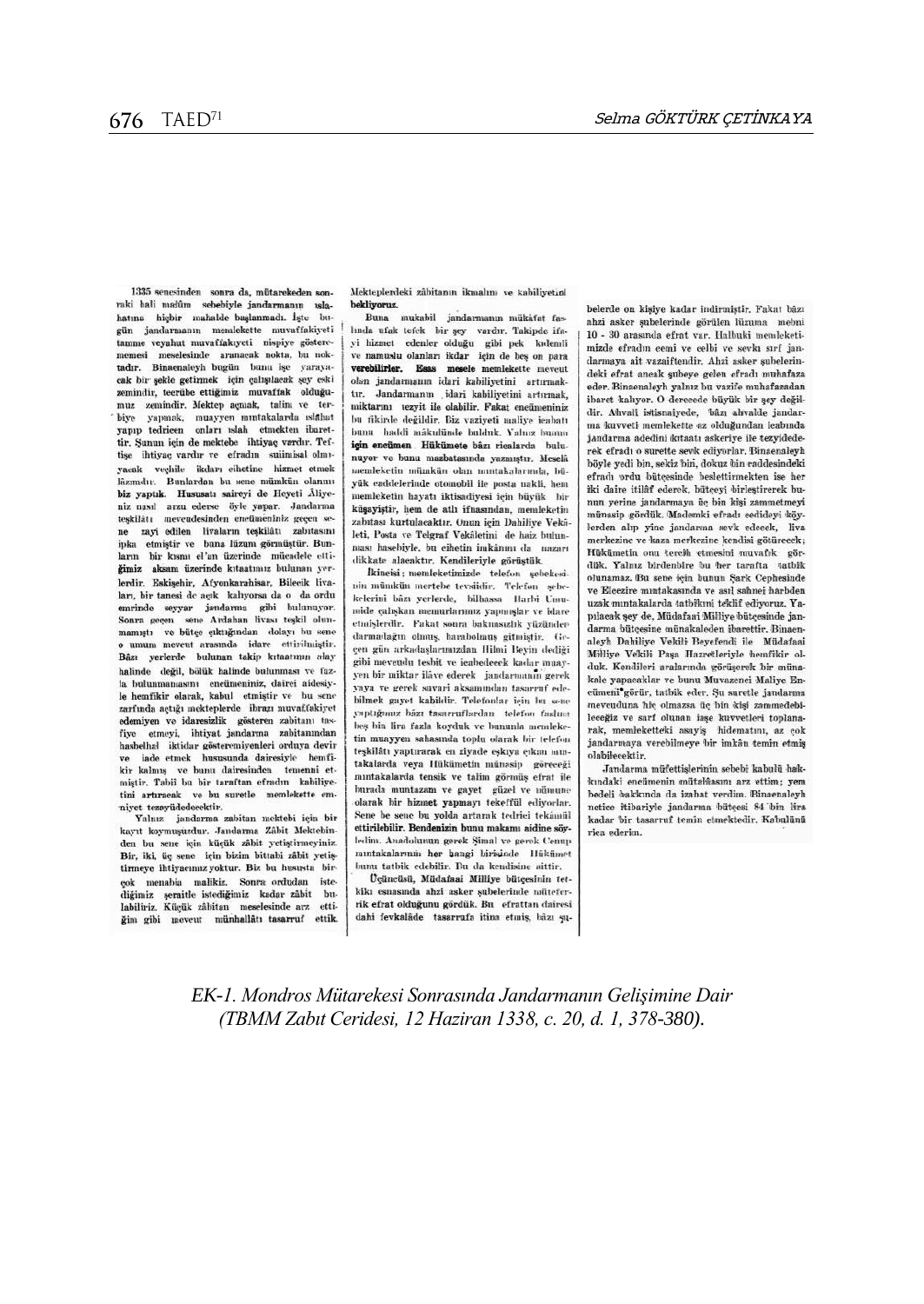1335 senesinden sonra da, mütarekeden sonraki hali malûm sebebiyle jandarmanın ıslahatına hiçbir mahalde başlanmadı. İşte bugün jandarmanın memlekette muvaffakiyeti tamme veyahut muvaffakiyeti nispiye gösterememesi meselesinde aranacak nokta, bu noktadır. Binaenaleyh bugün bunu işe yarayacak bir şekle getirmek için çalışılacak şey eski zemindir, tecrübe ettiğimiz muvaffak olduğumuz zemindir. Mektep açmak, talim ve terbiye yapmak, muayyen mıntakalarda ıslâhat yapıp tedricen onları ıslah etmekten ibarettir. Şunun için de mektebe ihtiyaç vardır. Teftişe ihtiyaç vardır ve efradın suiimisal olmıyacak veçhile ikdarı cihetine hizmet etmek lâzımdır. Bunlardan bu sene mümkün olanını **biz yaptık.** Hususatı saireyi de Heyeti Âliyeniz nasıl arzu ederse öyle yapar. Jandarma teşkilâtı mevcudesinden encümeniniz geçen sene zayi edilen livaların teşkilâtı zabıtasını ipka etmiştir ve bana lüzum görmüştür. Bunların bir kısmı el'an üzerinde mücadele ettiğimiz aksam üzerinde kıtaatımız bulunan yerlerdir. Eskişehir, Afyonkarahisar, Bilecik livaları, bir tanesi de açık kalıyorsa da o da ordu emrinde seyyar jandarma gibi bulunuyor. Sonra geçen sene Ardahan livası teşkil olunmamıştı ve bütçe çıktığından dolayı bu sene o umum mevcut arasında idare ettirilmiştir. Bâzı yerlerde bulunan takip kıtaatının alay halinde değil, bölük halinde bulunması ve fazla bulunmamasını encümeniniz, dairei aidesiyle hemfikir olarak, kabul etmiştir ve bu sene zarfında açtığı mekteplerde ibrazı muvaffakiyet edemiyen ve idaresizlik gösteren zabitanı tasfiye etmeyi, ihtiyat jandarma zabitanından hasbelhal iktidar gösteremiyenleri orduya devir ve iade etmek hususunda dairesiyle hemfikir kalmış ve bunu dairesinden temenni etmiştir. Tabii bu bir taraftan efradın kabiliyetini artıracak ve bu suretle memlekette emniyet tezayüdedecektir.

Yalnız jandarma zabitan mektebi için bir kayıt koymuşuzdur. Jandarma Zâbit Mektebinden bu sene için küçük zâbit yetiştirmeyiniz. Bir, iki, üç sene için bizim bittabi zâbit yetiştirmeye ihtiyacımız yoktur. Biz bu hususta birçok menabia malikiz. Sonra ordudan istediğimiz şeraitle istediğimiz kadar zâbit bulabiliriz. Küçük zâbitan meselesinde arz ettiğim gibi mevcut münhallâtı tasarruf ettik. Mekteplerdeki zâbitanın ikmalını ve kabiliyetini **bekliyoruz.**

Buna mukabil jandarmanın mükâfat faslında ufak tefek bir şey vardır. Takipde ifayi hizmet edenler olduğu gibi pek kıdemli ve namuslu olanları ikdar için de beş on para **verebilirler. Esas mesele memlekette** mevcut olan jandarmanın idari kabiliyetini artırmaktır. Jandarmanın idari kabiliyetini artırmak, miktarını tezyit ile olabilir. Fakat encümeniniz bu fikirde değildir. Biz vaziyeti maliye icabatı bunu haddi mâkulünde bulduk. Yalnız bunun **için encümen Hükümete bâzı ricalarda** bulunuyor ve bunu mazbatasında yazmıştır. Meselâ memleketin mümkün olan mıntakalarında, büyük caddelerinde otomobil ile posta nakli, hem memleketin hayatı iktisadiyesi için büyük bir küşayiştir, hem de atlı ifnasından, memleketin zabıtası kurtulacaktır. Onun için Dahiliye Vekâleti, Posta ve Telgraf Vekâletini de haiz bulunması hasebiyle, bu cihetin imkânını da nazarı dikkate alacaktır. Kendileriyle görüştük.

İkincisi; memleketimizde telefon şebekesinin mümkün mertebe tevsiidir. Telefon şebekelerini bâzı yerlerde, bilhassa Harbi Umumide çalışkan memurlarımız yapmışlar ve idare etmişlerdir. Fakat sonra bakımsızlık yüzünden darmadağın olmuş, harabolmuş gitmiştir. Geçen gün arkadaşlarımızdan Hilmi Beyin dediği gibi mevcudu tesbit ve icabedecek kadar muayyen bir miktar ilâve ederek jandarmanın gerek yaya ve gerek savari aksamından tasarruf edebilmek gayet kabildir. Telefonlar için bu sene yaptığımız bâzı tasarruflardan telefon faslına beş bin lira fazla koyduk ve bununla memleketin muayyen sahasında toplu olarak bir telefon teşkilâtı yaptırarak en ziyade eşkıya çıkan mıntakalarda veya Hükümetin münasip göreceği mıntakalarda tensik ve talim görmüş efrat ile burada muntazam ve gayet güzel ve nümune olarak bir hizmet yapmayı tekeffül ediyorlar. Sene be sene bu yolda artarak tedrici tekâmül **ettirilebilir. Bendenizin bunu makamı aidine söy**ledim. Anadolunun gerek Şimal ve gerek Cenup mıntakalarının her hangi birisinde Hükümet bunu tatbik edebilir. Bu da kendisine aittir.

Üçüncüsü, Müdafaai Milliye bütçesinin tetkiki esnasında ahzi asker şubelerinde müteferrik efrat olduğunu gördük. Bu efrattan dairesi dahi fevkalâde tasarrufa itina etmiş, bâzı şubelerde on kişiye kadar indirmiştir. Fakat bâzı ahzi asker şubelerinde görülen lüzuma mebni 10 - 30 arasında efrat var. Halbuki memleketimizde efradın cemi ve celbi ve sevkı sırf jandarmaya ait vazaiftendir. Ahzi asker şubelerindeki efrat ancak şubeye gelen efradı muhafaza eder. Binaenaleyh yalnız bu vazife muhafazadan ibaret kalıyor. O derecede büyük bir şey değildir. Ahvali istisnaiyede, bâzı ahvalde jandarma kuvveti memlekette az olduğundan icabında jandarma adedini kıtaatı askeriye ile tezyidederek efradı o surette sevk ediyorlar. Binaenaleyh böyle yedi bin, sekiz bin, dokuz bin raddesindeki efradı ordu bütçesinde beslettirmekten ise her iki daire itilâf ederek, bütçeyi birleştirerek bunun yerine jandarmaya üç bin kişi zammetmeyi münasip gördük. Mademki efradı seddeyi köylerden alıp yine jandarma sevk edecek, liva merkezine ve kaza merkezine kendisi götürecek; Hükümetin onu tercih etmesini muvafık gördük. Yalnız birdenbire bu her tarafta tatbik olunamaz. Bu sene için bunun Şark Cephesinde ve Elcezire mıntakasında ve asıl sahnei harbden uzak mıntakalarda tatbikını teklif ediyoruz. Yapılacak şey de, Müdafaai Milliye bütçesinde jandarma bütçesine münakaleden ibarettir. Binaenaleyh Dahiliye Vekili Beyefendi ile Müdafaai Milliye Vekili Paşa Hazretleriyle hemfikir olduk. Kendileri aralarında görüşerek bir münakale yapacaklar ve bunu Muvazenei Maliye Encümeni görür, tatbik eder. Şu suretle jandarma mevcuduna hiç olmazsa üç bin kişi zammedebileceğiz ve sarf olunan iaşe kuvvetleri toplanarak, memleketteki asayiş hidematını, az çok jandarmaya verebilmeye bir imkân temin etmiş olabilecektir.

Jandarma müfettişlerinin sebebi kabulü hakkındaki encümenin mütalâasını arz ettim; yem bedeli hakkında da izahat verdim. Binaenaleyh netice itibariyle jandarma bütçesi 84 bin lira kadar bir tasarruf temin etmektedir. Kabulünü rica ederim.

*EK-1. Mondros Mütarekesi Sonrasında Jandarmanın Gelişimine Dair (TBMM Zabıt Ceridesi, 12 Haziran 1338, c. 20, d. 1, 378-380).*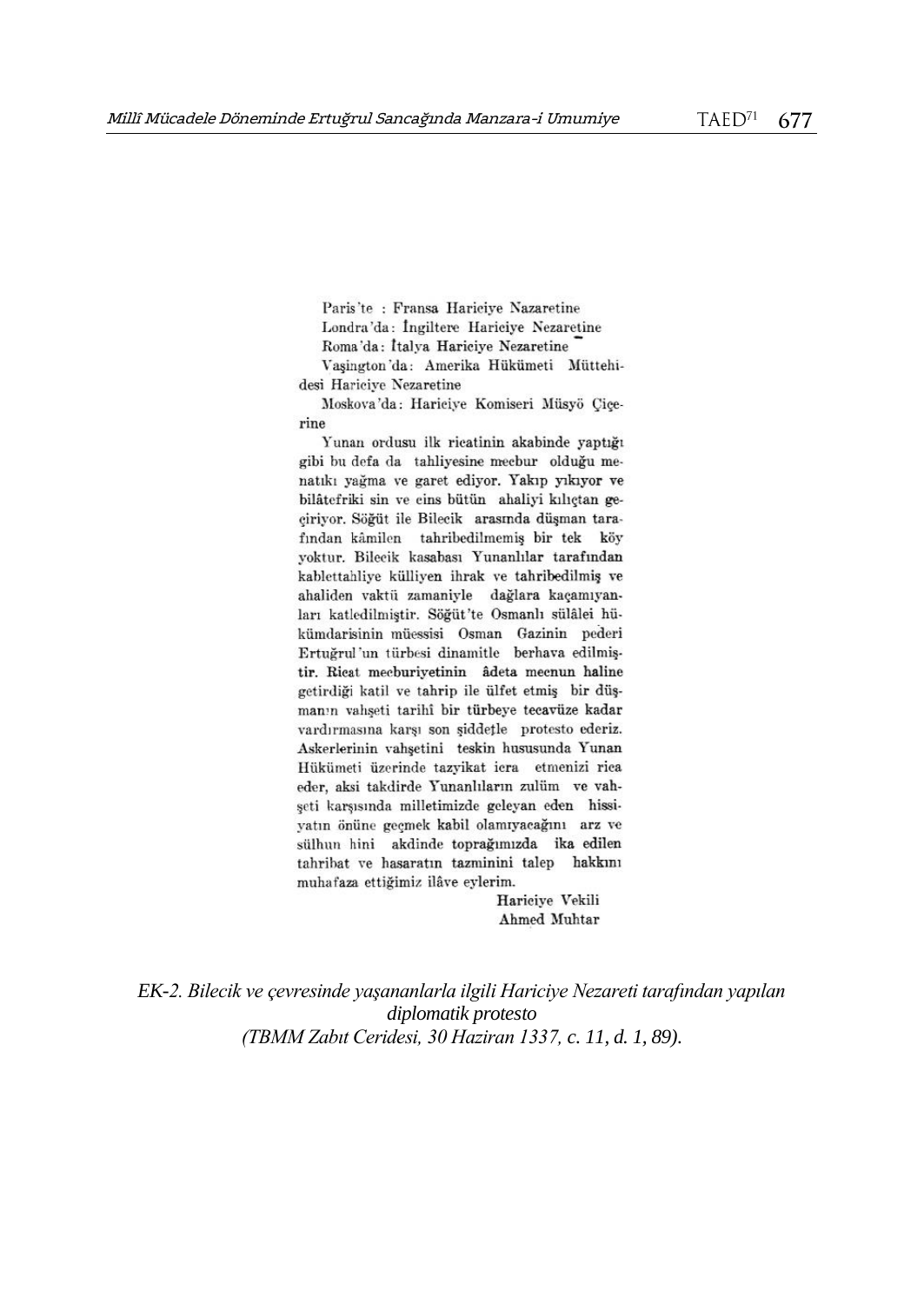Paris'te : Fransa Hariciye Nazaretine

Londra'da: İngiltere Hariciye Nezaretine

Roma'da: İtalya Hariciye Nezaretine

Vaşington'da: Amerika Hükümeti Müttehidesi Hariciye Nezaretine

Moskova'da: Hariciye Komiseri Müsyö Çiçerine

Yunan ordusu ilk ricatinin akabinde yaptığı gibi bu defa da tahliyesine mecbur olduğu menatıkı yağma ve garet ediyor. Yakıp yıkıyor ve bilâtefriki sin ve cins bütün ahaliyi kılıçtan geçiriyor. Söğüt ile Bilecik arasında düşman tarafından kâmilen tahribedilmemiş bir tek köy yoktur. Bilecik kasabası Yunanlılar tarafından kablettahliye külliyen ihrak ve tahribedilmiş ve ahaliden vaktü zamaniyle dağlara kaçamıyanları katledilmiştir. Söğüt'te Osmanlı sülâlei hükümdarisinin müessisi Osman Gazinin pederi Ertuğrul'un türbesi dinamitle berhava edilmiştir. Ricat mecburiyetinin âdeta mecnun haline getirdiği katil ve tahrip ile ülfet etmiş bir düşmanın vahşeti tarihî bir türbeye tecavüze kadar vardırmasına karşı son şiddetle protesto ederiz. Askerlerinin vahşetini teskin hususunda Yunan Hükümeti üzerinde tazyikat icra etmenizi rica eder, aksi takdirde Yunanlıların zulüm ve vahşeti karşısında milletimizde geleyan eden hissiyatın önüne geçmek kabil olamıyacağını arz ve sülhun hini akdinde toprağımızda ika edilen tahribat ve hasaratın tazminini talep hakkını muhafaza ettiğimiz ilâve eylerim.

Hariciye Vekili
Ahmed Muhtar

*EK-2. Bilecik ve çevresinde yaşananlarla ilgili Hariciye Nezareti tarafından yapılan diplomatik protesto (TBMM Zabıt Ceridesi, 30 Haziran 1337, c. 11, d. 1, 89).*